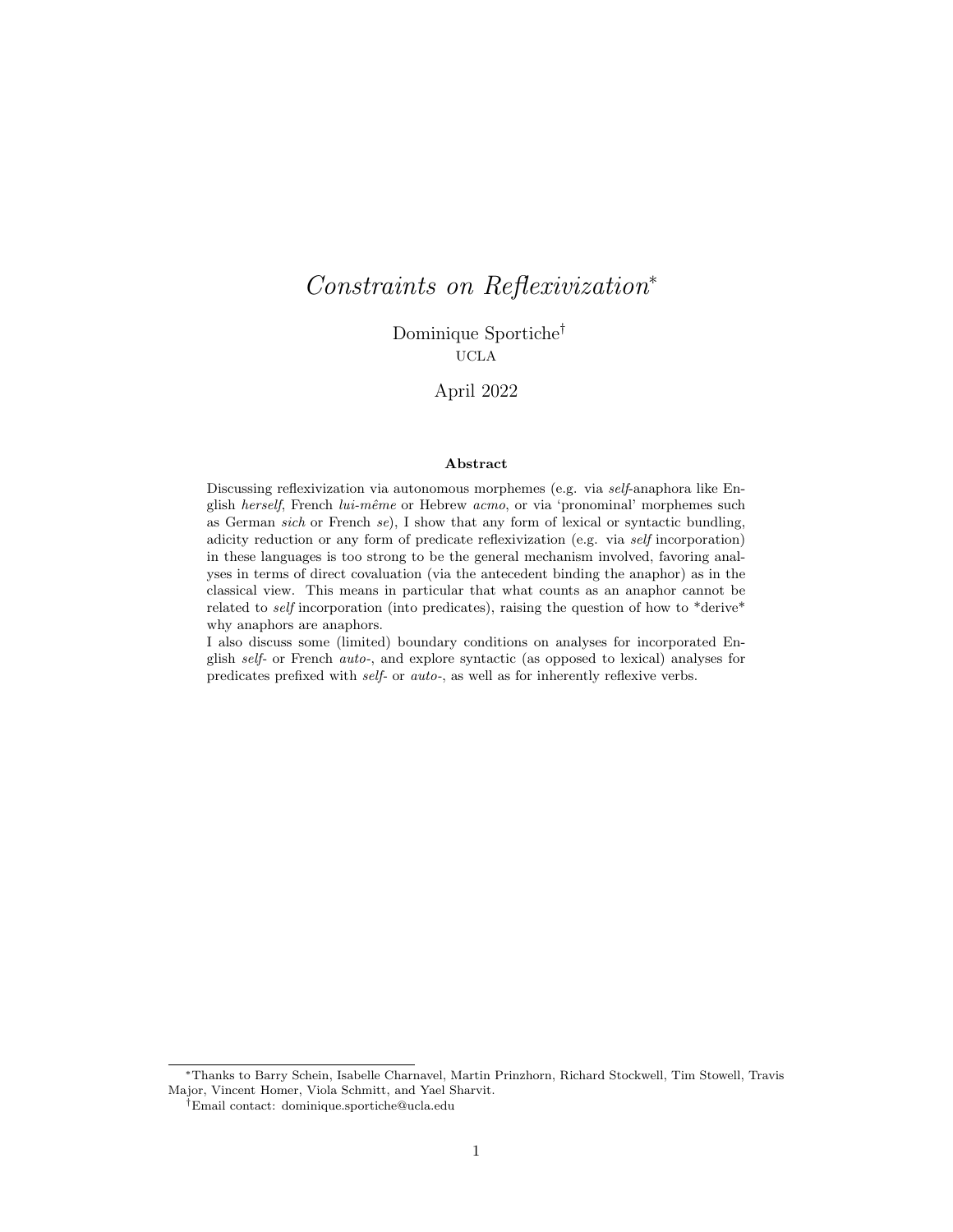# *Constraints on Reflexivization*[*]

Dominique Sportiche[†]

UCLA

April 2022

**Abstract**

Discussing reflexivization via autonomous morphemes (e.g. via *self*-anaphora like English *herself*, French *lui-même* or Hebrew *acmo*, or via 'pronominal' morphemes such as German *sich* or French *se*), I show that any form of lexical or syntactic bundling, adicity reduction or any form of predicate reflexivization (e.g. via *self* incorporation) in these languages is too strong to be the general mechanism involved, favoring analyses in terms of direct covaluation (via the antecedent binding the anaphor) as in the classical view. This means in particular that what counts as an anaphor cannot be related to *self* incorporation (into predicates), raising the question of how to *derive* why anaphors are anaphors.

I also discuss some (limited) boundary conditions on analyses for incorporated English *self*- or French *auto*-, and explore syntactic (as opposed to lexical) analyses for predicates prefixed with *self*- or *auto*-, as well as for inherently reflexive verbs.

---

[*] Thanks to Barry Schein, Isabelle Charnavel, Martin Prinzhorn, Richard Stockwell, Tim Stowell, Travis Major, Vincent Homer, Viola Schmitt, and Yael Sharvit.

[†] Email contact: dominique.sportiche@ucla.edu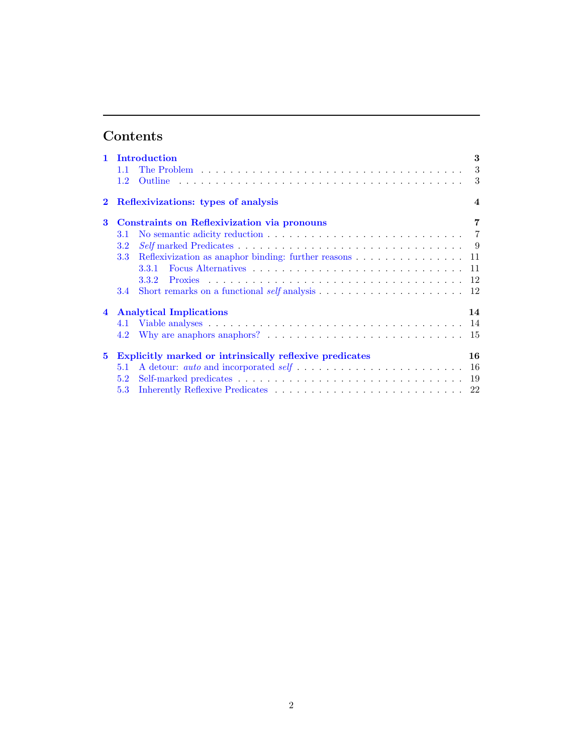# Contents

**1 Introduction** **3**
- 1.1 The Problem . . . 3
- 1.2 Outline . . . 3

**2 Reflexivizations: types of analysis** **4**

**3 Constraints on Reflexivization via pronouns** **7**
- 3.1 No semantic adicity reduction . . . 7
- 3.2 *Self* marked Predicates . . . 9
- 3.3 Reflexivization as anaphor binding: further reasons . . . 11
  - 3.3.1 Focus Alternatives . . . 11
  - 3.3.2 Proxies . . . 12
- 3.4 Short remarks on a functional *self* analysis . . . 12

**4 Analytical Implications** **14**
- 4.1 Viable analyses . . . 14
- 4.2 Why are anaphors anaphors? . . . 15

**5 Explicitly marked or intrinsically reflexive predicates** **16**
- 5.1 A detour: *auto* and incorporated *self* . . . 16
- 5.2 Self-marked predicates . . . 19
- 5.3 Inherently Reflexive Predicates . . . 22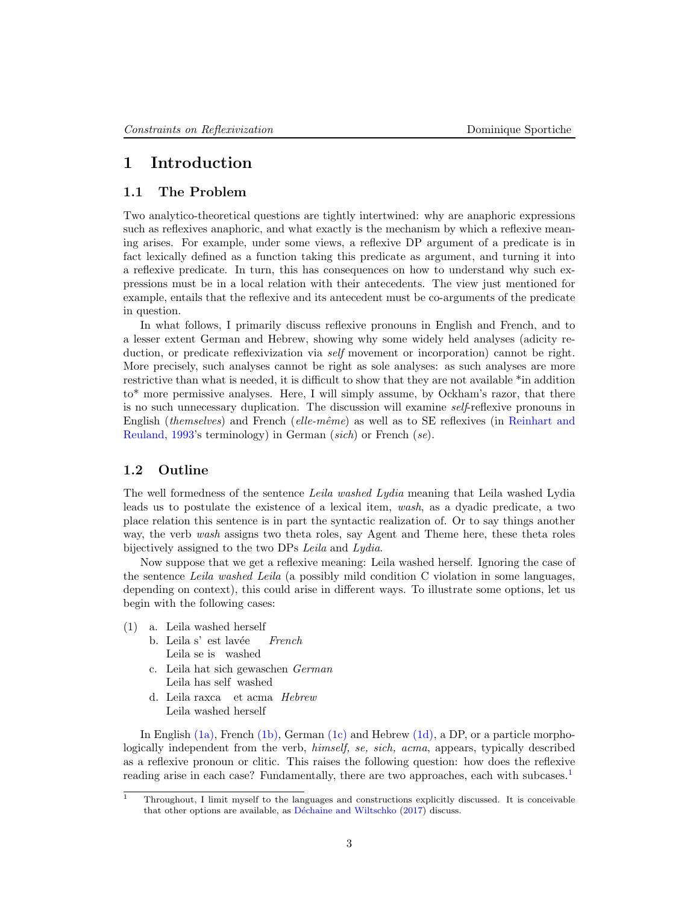# 1 Introduction

## 1.1 The Problem

Two analytico-theoretical questions are tightly intertwined: why are anaphoric expressions such as reflexives anaphoric, and what exactly is the mechanism by which a reflexive meaning arises. For example, under some views, a reflexive DP argument of a predicate is in fact lexically defined as a function taking this predicate as argument, and turning it into a reflexive predicate. In turn, this has consequences on how to understand why such expressions must be in a local relation with their antecedents. The view just mentioned for example, entails that the reflexive and its antecedent must be co-arguments of the predicate in question.

In what follows, I primarily discuss reflexive pronouns in English and French, and to a lesser extent German and Hebrew, showing why some widely held analyses (adicity reduction, or predicate reflexivization via *self* movement or incorporation) cannot be right. More precisely, such analyses cannot be right as sole analyses: as such analyses are more restrictive than what is needed, it is difficult to show that they are not available *in addition to* more permissive analyses. Here, I will simply assume, by Ockham's razor, that there is no such unnecessary duplication. The discussion will examine *self*-reflexive pronouns in English (*themselves*) and French (*elle-même*) as well as to SE reflexives (in Reinhart and Reuland, 1993's terminology) in German (*sich*) or French (*se*).

## 1.2 Outline

The well formedness of the sentence *Leila washed Lydia* meaning that Leila washed Lydia leads us to postulate the existence of a lexical item, *wash*, as a dyadic predicate, a two place relation this sentence is in part the syntactic realization of. Or to say things another way, the verb *wash* assigns two theta roles, say Agent and Theme here, these theta roles bijectively assigned to the two DPs *Leila* and *Lydia*.

Now suppose that we get a reflexive meaning: Leila washed herself. Ignoring the case of the sentence *Leila washed Leila* (a possibly mild condition C violation in some languages, depending on context), this could arise in different ways. To illustrate some options, let us begin with the following cases:

(1) a. Leila washed herself

b. Leila s' est lavée *French*
   Leila se is washed

c. Leila hat sich gewaschen *German*
   Leila has self washed

d. Leila raxca et acma *Hebrew*
   Leila washed herself

In English (1a), French (1b), German (1c) and Hebrew (1d), a DP, or a particle morphologically independent from the verb, *himself, se, sich, acma*, appears, typically described as a reflexive pronoun or clitic. This raises the following question: how does the reflexive reading arise in each case? Fundamentally, there are two approaches, each with subcases.[1]

[1] Throughout, I limit myself to the languages and constructions explicitly discussed. It is conceivable that other options are available, as Déchaine and Wiltschko (2017) discuss.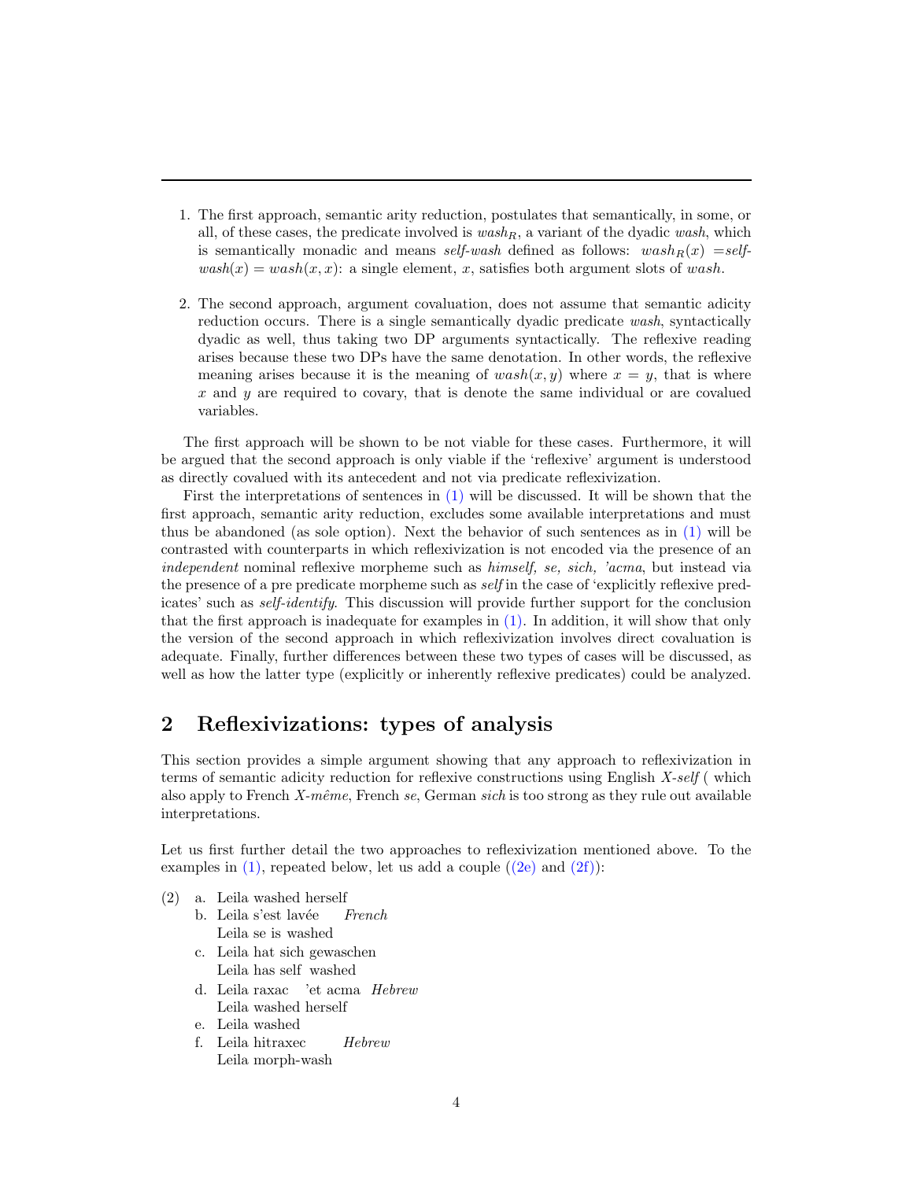1. The first approach, semantic arity reduction, postulates that semantically, in some, or all, of these cases, the predicate involved is $wash_R$, a variant of the dyadic *wash*, which is semantically monadic and means *self-wash* defined as follows: $wash_R(x)$ =*self-wash*$(x) = wash(x, x)$: a single element, $x$, satisfies both argument slots of *wash*.

2. The second approach, argument covaluation, does not assume that semantic adicity reduction occurs. There is a single semantically dyadic predicate *wash*, syntactically dyadic as well, thus taking two DP arguments syntactically. The reflexive reading arises because these two DPs have the same denotation. In other words, the reflexive meaning arises because it is the meaning of $wash(x, y)$ where $x = y$, that is where $x$ and $y$ are required to covary, that is denote the same individual or are covalued variables.

The first approach will be shown to be not viable for these cases. Furthermore, it will be argued that the second approach is only viable if the 'reflexive' argument is understood as directly covalued with its antecedent and not via predicate reflexivization.

First the interpretations of sentences in (1) will be discussed. It will be shown that the first approach, semantic arity reduction, excludes some available interpretations and must thus be abandoned (as sole option). Next the behavior of such sentences as in (1) will be contrasted with counterparts in which reflexivization is not encoded via the presence of an *independent* nominal reflexive morpheme such as *himself, se, sich, 'acma*, but instead via the presence of a pre predicate morpheme such as *self* in the case of 'explicitly reflexive predicates' such as *self-identify*. This discussion will provide further support for the conclusion that the first approach is inadequate for examples in (1). In addition, it will show that only the version of the second approach in which reflexivization involves direct covaluation is adequate. Finally, further differences between these two types of cases will be discussed, as well as how the latter type (explicitly or inherently reflexive predicates) could be analyzed.

## 2 Reflexivizations: types of analysis

This section provides a simple argument showing that any approach to reflexivization in terms of semantic adicity reduction for reflexive constructions using English *X-self* ( which also apply to French *X-même*, French *se*, German *sich* is too strong as they rule out available interpretations.

Let us first further detail the two approaches to reflexivization mentioned above. To the examples in (1), repeated below, let us add a couple ((2e) and (2f)):

(2)
a. Leila washed herself
b. Leila s'est lavée *French*
   Leila se is washed
c. Leila hat sich gewaschen
   Leila has self washed
d. Leila raxac 'et acma *Hebrew*
   Leila washed herself
e. Leila washed
f. Leila hitraxec *Hebrew*
   Leila morph-wash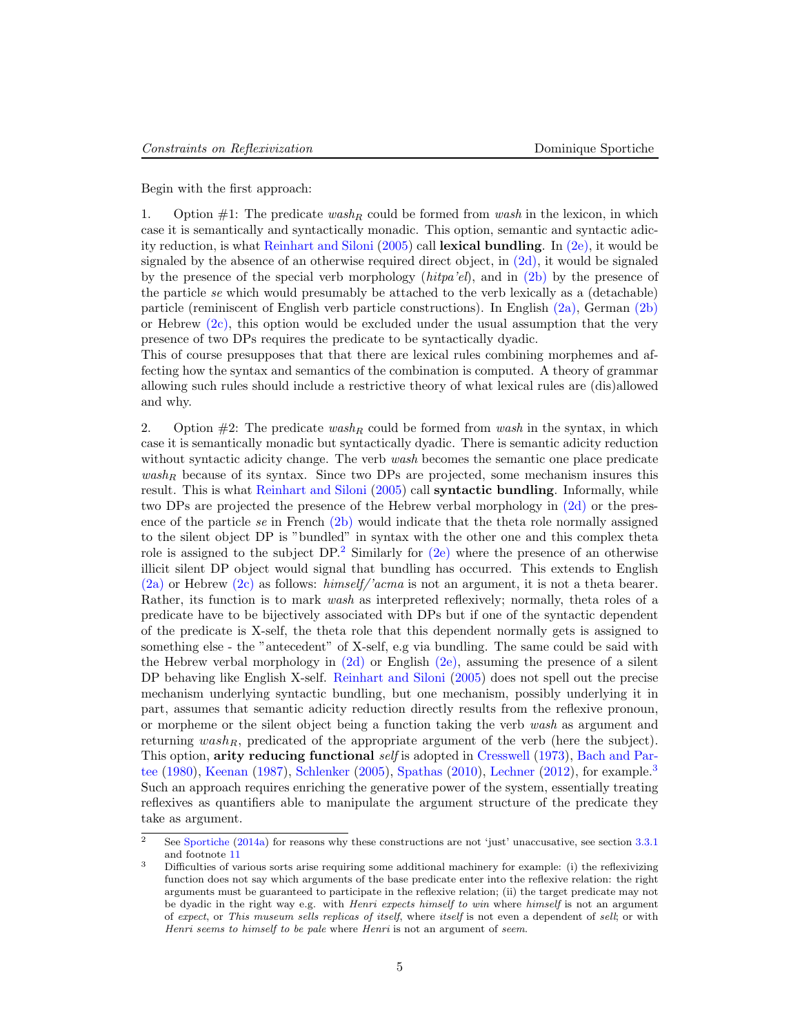Begin with the first approach:

1. Option #1: The predicate $wash_R$ could be formed from *wash* in the lexicon, in which case it is semantically and syntactically monadic. This option, semantic and syntactic adicity reduction, is what Reinhart and Siloni (2005) call **lexical bundling**. In (2e), it would be signaled by the absence of an otherwise required direct object, in (2d), it would be signaled by the presence of the special verb morphology (*hitpa'el*), and in (2b) by the presence of the particle *se* which would presumably be attached to the verb lexically as a (detachable) particle (reminiscent of English verb particle constructions). In English (2a), German (2b) or Hebrew (2c), this option would be excluded under the usual assumption that the very presence of two DPs requires the predicate to be syntactically dyadic.
This of course presupposes that that there are lexical rules combining morphemes and affecting how the syntax and semantics of the combination is computed. A theory of grammar allowing such rules should include a restrictive theory of what lexical rules are (dis)allowed and why.

2. Option #2: The predicate $wash_R$ could be formed from *wash* in the syntax, in which case it is semantically monadic but syntactically dyadic. There is semantic adicity reduction without syntactic adicity change. The verb *wash* becomes the semantic one place predicate $wash_R$ because of its syntax. Since two DPs are projected, some mechanism insures this result. This is what Reinhart and Siloni (2005) call **syntactic bundling**. Informally, while two DPs are projected the presence of the Hebrew verbal morphology in (2d) or the presence of the particle *se* in French (2b) would indicate that the theta role normally assigned to the silent object DP is "bundled" in syntax with the other one and this complex theta role is assigned to the subject DP.[2] Similarly for (2e) where the presence of an otherwise illicit silent DP object would signal that bundling has occurred. This extends to English (2a) or Hebrew (2c) as follows: *himself/'acma* is not an argument, it is not a theta bearer. Rather, its function is to mark *wash* as interpreted reflexively; normally, theta roles of a predicate have to be bijectively associated with DPs but if one of the syntactic dependent of the predicate is X-self, the theta role that this dependent normally gets is assigned to something else - the "antecedent" of X-self, e.g via bundling. The same could be said with the Hebrew verbal morphology in (2d) or English (2e), assuming the presence of a silent DP behaving like English X-self. Reinhart and Siloni (2005) does not spell out the precise mechanism underlying syntactic bundling, but one mechanism, possibly underlying it in part, assumes that semantic adicity reduction directly results from the reflexive pronoun, or morpheme or the silent object being a function taking the verb *wash* as argument and returning $wash_R$, predicated of the appropriate argument of the verb (here the subject). This option, **arity reducing functional** *self* is adopted in Cresswell (1973), Bach and Partee (1980), Keenan (1987), Schlenker (2005), Spathas (2010), Lechner (2012), for example.[3] Such an approach requires enriching the generative power of the system, essentially treating reflexives as quantifiers able to manipulate the argument structure of the predicate they take as argument.

[2] See Sportiche (2014a) for reasons why these constructions are not 'just' unaccusative, see section 3.3.1 and footnote 11

[3] Difficulties of various sorts arise requiring some additional machinery for example: (i) the reflexivizing function does not say which arguments of the base predicate enter into the reflexive relation: the right arguments must be guaranteed to participate in the reflexive relation; (ii) the target predicate may not be dyadic in the right way e.g. with *Henri expects himself to win* where *himself* is not an argument of *expect*, or *This museum sells replicas of itself*, where *itself* is not even a dependent of *sell*; or with *Henri seems to himself to be pale* where *Henri* is not an argument of *seem*.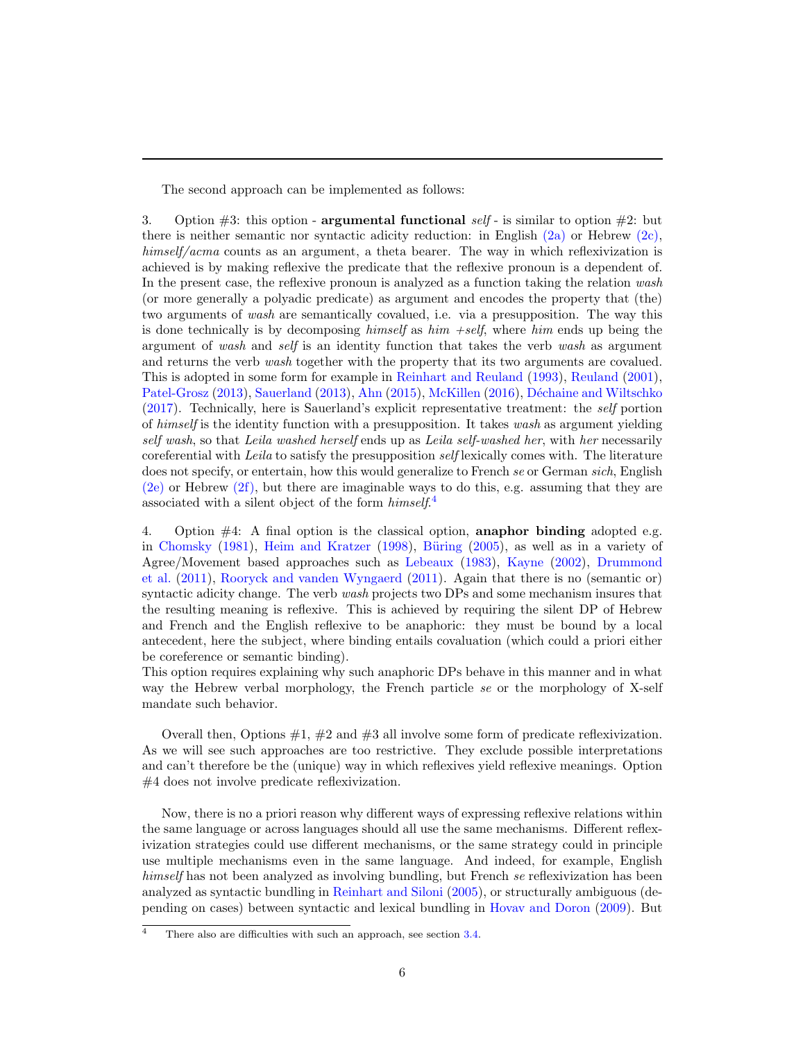The second approach can be implemented as follows:

3. Option #3: this option - **argumental functional** *self* - is similar to option #2: but there is neither semantic nor syntactic adicity reduction: in English (2a) or Hebrew (2c), *himself/acma* counts as an argument, a theta bearer. The way in which reflexivization is achieved is by making reflexive the predicate that the reflexive pronoun is a dependent of. In the present case, the reflexive pronoun is analyzed as a function taking the relation *wash* (or more generally a polyadic predicate) as argument and encodes the property that (the) two arguments of *wash* are semantically covalued, i.e. via a presupposition. The way this is done technically is by decomposing *himself* as *him +self*, where *him* ends up being the argument of *wash* and *self* is an identity function that takes the verb *wash* as argument and returns the verb *wash* together with the property that its two arguments are covalued. This is adopted in some form for example in Reinhart and Reuland (1993), Reuland (2001), Patel-Grosz (2013), Sauerland (2013), Ahn (2015), McKillen (2016), Déchaine and Wiltschko (2017). Technically, here is Sauerland's explicit representative treatment: the *self* portion of *himself* is the identity function with a presupposition. It takes *wash* as argument yielding *self wash*, so that *Leila washed herself* ends up as *Leila self-washed her*, with *her* necessarily coreferential with *Leila* to satisfy the presupposition *self* lexically comes with. The literature does not specify, or entertain, how this would generalize to French *se* or German *sich*, English (2e) or Hebrew (2f), but there are imaginable ways to do this, e.g. assuming that they are associated with a silent object of the form *himself*.[4]

4. Option #4: A final option is the classical option, **anaphor binding** adopted e.g. in Chomsky (1981), Heim and Kratzer (1998), Büring (2005), as well as in a variety of Agree/Movement based approaches such as Lebeaux (1983), Kayne (2002), Drummond et al. (2011), Rooryck and vanden Wyngaerd (2011). Again that there is no (semantic or) syntactic adicity change. The verb *wash* projects two DPs and some mechanism insures that the resulting meaning is reflexive. This is achieved by requiring the silent DP of Hebrew and French and the English reflexive to be anaphoric: they must be bound by a local antecedent, here the subject, where binding entails covaluation (which could a priori either be coreference or semantic binding).
This option requires explaining why such anaphoric DPs behave in this manner and in what way the Hebrew verbal morphology, the French particle *se* or the morphology of X-self mandate such behavior.

Overall then, Options #1, #2 and #3 all involve some form of predicate reflexivization. As we will see such approaches are too restrictive. They exclude possible interpretations and can't therefore be the (unique) way in which reflexives yield reflexive meanings. Option #4 does not involve predicate reflexivization.

Now, there is no a priori reason why different ways of expressing reflexive relations within the same language or across languages should all use the same mechanisms. Different reflexivization strategies could use different mechanisms, or the same strategy could in principle use multiple mechanisms even in the same language. And indeed, for example, English *himself* has not been analyzed as involving bundling, but French *se* reflexivization has been analyzed as syntactic bundling in Reinhart and Siloni (2005), or structurally ambiguous (depending on cases) between syntactic and lexical bundling in Hovav and Doron (2009). But

[4] There also are difficulties with such an approach, see section 3.4.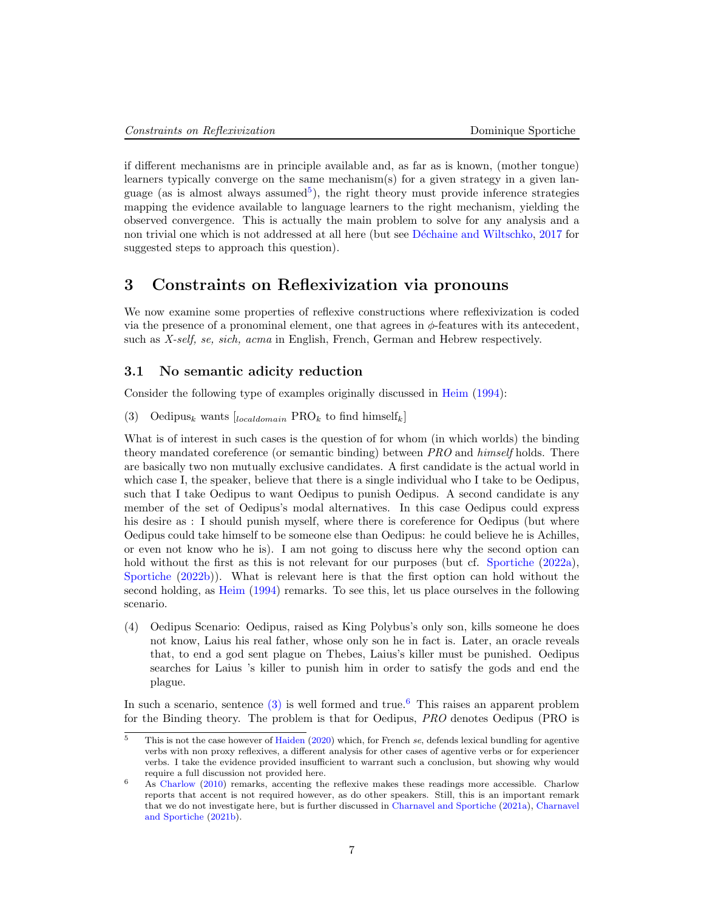if different mechanisms are in principle available and, as far as is known, (mother tongue) learners typically converge on the same mechanism(s) for a given strategy in a given language (as is almost always assumed[5]), the right theory must provide inference strategies mapping the evidence available to language learners to the right mechanism, yielding the observed convergence. This is actually the main problem to solve for any analysis and a non trivial one which is not addressed at all here (but see Déchaine and Wiltschko, 2017 for suggested steps to approach this question).

## 3 Constraints on Reflexivization via pronouns

We now examine some properties of reflexive constructions where reflexivization is coded via the presence of a pronominal element, one that agrees in $\phi$-features with its antecedent, such as *X-self, se, sich, acma* in English, French, German and Hebrew respectively.

### 3.1 No semantic adicity reduction

Consider the following type of examples originally discussed in Heim (1994):

(3) Oedipus$_k$ wants [$_{localdomain}$ PRO$_k$ to find himself$_k$]

What is of interest in such cases is the question of for whom (in which worlds) the binding theory mandated coreference (or semantic binding) between *PRO* and *himself* holds. There are basically two non mutually exclusive candidates. A first candidate is the actual world in which case I, the speaker, believe that there is a single individual who I take to be Oedipus, such that I take Oedipus to want Oedipus to punish Oedipus. A second candidate is any member of the set of Oedipus's modal alternatives. In this case Oedipus could express his desire as : I should punish myself, where there is coreference for Oedipus (but where Oedipus could take himself to be someone else than Oedipus: he could believe he is Achilles, or even not know who he is). I am not going to discuss here why the second option can hold without the first as this is not relevant for our purposes (but cf. Sportiche (2022a), Sportiche (2022b)). What is relevant here is that the first option can hold without the second holding, as Heim (1994) remarks. To see this, let us place ourselves in the following scenario.

(4) Oedipus Scenario: Oedipus, raised as King Polybus's only son, kills someone he does not know, Laius his real father, whose only son he in fact is. Later, an oracle reveals that, to end a god sent plague on Thebes, Laius's killer must be punished. Oedipus searches for Laius 's killer to punish him in order to satisfy the gods and end the plague.

In such a scenario, sentence (3) is well formed and true.[6] This raises an apparent problem for the Binding theory. The problem is that for Oedipus, *PRO* denotes Oedipus (PRO is

---

[5] This is not the case however of Haiden (2020) which, for French *se*, defends lexical bundling for agentive verbs with non proxy reflexives, a different analysis for other cases of agentive verbs or for experiencer verbs. I take the evidence provided insufficient to warrant such a conclusion, but showing why would require a full discussion not provided here.

[6] As Charlow (2010) remarks, accenting the reflexive makes these readings more accessible. Charlow reports that accent is not required however, as do other speakers. Still, this is an important remark that we do not investigate here, but is further discussed in Charnavel and Sportiche (2021a), Charnavel and Sportiche (2021b).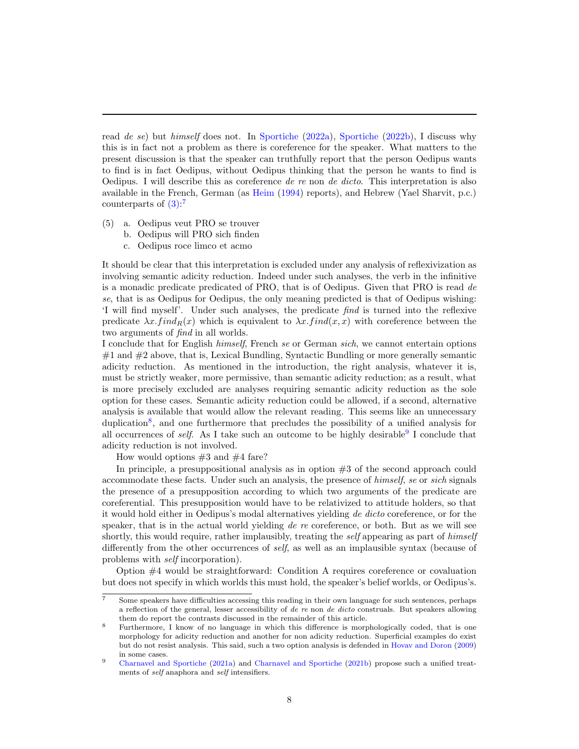read *de se*) but *himself* does not. In Sportiche (2022a), Sportiche (2022b), I discuss why this is in fact not a problem as there is coreference for the speaker. What matters to the present discussion is that the speaker can truthfully report that the person Oedipus wants to find is in fact Oedipus, without Oedipus thinking that the person he wants to find is Oedipus. I will describe this as coreference *de re* non *de dicto*. This interpretation is also available in the French, German (as Heim (1994) reports), and Hebrew (Yael Sharvit, p.c.) counterparts of (3):[7]

(5) a. Oedipus veut PRO se trouver
  b. Oedipus will PRO sich finden
  c. Oedipus roce limco et acmo

It should be clear that this interpretation is excluded under any analysis of reflexivization as involving semantic adicity reduction. Indeed under such analyses, the verb in the infinitive is a monadic predicate predicated of PRO, that is of Oedipus. Given that PRO is read *de se*, that is as Oedipus for Oedipus, the only meaning predicted is that of Oedipus wishing: 'I will find myself'. Under such analyses, the predicate *find* is turned into the reflexive predicate $\lambda x.find_R(x)$ which is equivalent to $\lambda x.find(x,x)$ with coreference between the two arguments of *find* in all worlds.

I conclude that for English *himself*, French *se* or German *sich*, we cannot entertain options #1 and #2 above, that is, Lexical Bundling, Syntactic Bundling or more generally semantic adicity reduction. As mentioned in the introduction, the right analysis, whatever it is, must be strictly weaker, more permissive, than semantic adicity reduction; as a result, what is more precisely excluded are analyses requiring semantic adicity reduction as the sole option for these cases. Semantic adicity reduction could be allowed, if a second, alternative analysis is available that would allow the relevant reading. This seems like an unnecessary duplication[8], and one furthermore that precludes the possibility of a unified analysis for all occurrences of *self*. As I take such an outcome to be highly desirable[9] I conclude that adicity reduction is not involved.

How would options #3 and #4 fare?

In principle, a presuppositional analysis as in option #3 of the second approach could accommodate these facts. Under such an analysis, the presence of *himself*, *se* or *sich* signals the presence of a presupposition according to which two arguments of the predicate are coreferential. This presupposition would have to be relativized to attitude holders, so that it would hold either in Oedipus's modal alternatives yielding *de dicto* coreference, or for the speaker, that is in the actual world yielding *de re* coreference, or both. But as we will see shortly, this would require, rather implausibly, treating the *self* appearing as part of *himself* differently from the other occurrences of *self*, as well as an implausible syntax (because of problems with *self* incorporation).

Option #4 would be straightforward: Condition A requires coreference or covaluation but does not specify in which worlds this must hold, the speaker's belief worlds, or Oedipus's.

---

[7] Some speakers have difficulties accessing this reading in their own language for such sentences, perhaps a reflection of the general, lesser accessibility of *de re* non *de dicto* construals. But speakers allowing them do report the contrasts discussed in the remainder of this article.

[8] Furthermore, I know of no language in which this difference is morphologically coded, that is one morphology for adicity reduction and another for non adicity reduction. Superficial examples do exist but do not resist analysis. This said, such a two option analysis is defended in Hovav and Doron (2009) in some cases.

[9] Charnavel and Sportiche (2021a) and Charnavel and Sportiche (2021b) propose such a unified treatments of *self* anaphora and *self* intensifiers.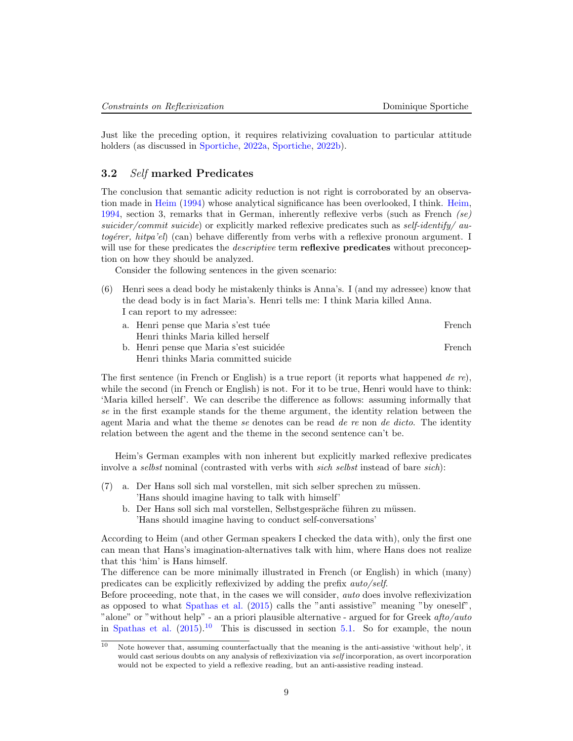Just like the preceding option, it requires relativizing covaluation to particular attitude holders (as discussed in Sportiche, 2022a, Sportiche, 2022b).

### 3.2 *Self* marked Predicates

The conclusion that semantic adicity reduction is not right is corroborated by an observation made in Heim (1994) whose analytical significance has been overlooked, I think. Heim, 1994, section 3, remarks that in German, inherently reflexive verbs (such as French *(se) suicider/commit suicide*) or explicitly marked reflexive predicates such as *self-identify/ autogérer, hitpa'el*) (can) behave differently from verbs with a reflexive pronoun argument. I will use for these predicates the *descriptive* term **reflexive predicates** without preconception on how they should be analyzed.

Consider the following sentences in the given scenario:

(6) Henri sees a dead body he mistakenly thinks is Anna's. I (and my adressee) know that the dead body is in fact Maria's. Henri tells me: I think Maria killed Anna.
I can report to my adressee:

  a. Henri pense que Maria s'est tuée — French
     Henri thinks Maria killed herself
  b. Henri pense que Maria s'est suicidée — French
     Henri thinks Maria committed suicide

The first sentence (in French or English) is a true report (it reports what happened *de re*), while the second (in French or English) is not. For it to be true, Henri would have to think: 'Maria killed herself'. We can describe the difference as follows: assuming informally that *se* in the first example stands for the theme argument, the identity relation between the agent Maria and what the theme *se* denotes can be read *de re* non *de dicto*. The identity relation between the agent and the theme in the second sentence can't be.

Heim's German examples with non inherent but explicitly marked reflexive predicates involve a *selbst* nominal (contrasted with verbs with *sich selbst* instead of bare *sich*):

(7) a. Der Hans soll sich mal vorstellen, mit sich selber sprechen zu müssen.
       'Hans should imagine having to talk with himself'
    b. Der Hans soll sich mal vorstellen, Selbstgespräche führen zu müssen.
       'Hans should imagine having to conduct self-conversations'

According to Heim (and other German speakers I checked the data with), only the first one can mean that Hans's imagination-alternatives talk with him, where Hans does not realize that this 'him' is Hans himself.
The difference can be more minimally illustrated in French (or English) in which (many) predicates can be explicitly reflexivized by adding the prefix *auto/self*.
Before proceeding, note that, in the cases we will consider, *auto* does involve reflexivization as opposed to what Spathas et al. (2015) calls the "anti assistive" meaning "by oneself", "alone" or "without help" - an a priori plausible alternative - argued for for Greek *afto/auto* in Spathas et al. (2015).[10] This is discussed in section 5.1. So for example, the noun

[10] Note however that, assuming counterfactually that the meaning is the anti-assistive 'without help', it would cast serious doubts on any analysis of reflexivization via *self* incorporation, as overt incorporation would not be expected to yield a reflexive reading, but an anti-assistive reading instead.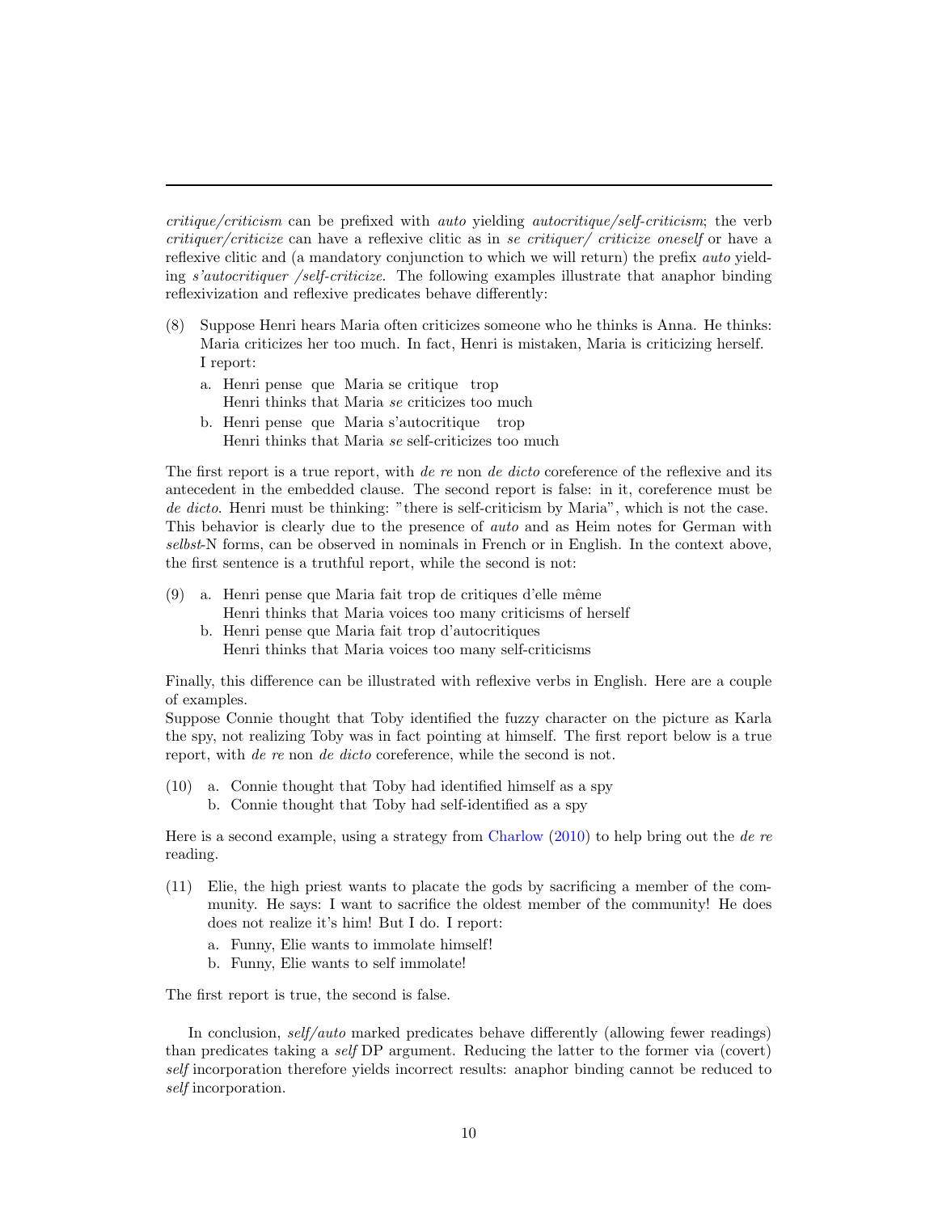*critique/criticism* can be prefixed with *auto* yielding *autocritique/self-criticism*; the verb *critiquer/criticize* can have a reflexive clitic as in *se critiquer/ criticize oneself* or have a reflexive clitic and (a mandatory conjunction to which we will return) the prefix *auto* yielding *s'autocritiquer /self-criticize*. The following examples illustrate that anaphor binding reflexivization and reflexive predicates behave differently:

(8) Suppose Henri hears Maria often criticizes someone who he thinks is Anna. He thinks: Maria criticizes her too much. In fact, Henri is mistaken, Maria is criticizing herself. I report:

a. Henri pense que Maria se critique trop
   Henri thinks that Maria *se* criticizes too much

b. Henri pense que Maria s'autocritique trop
   Henri thinks that Maria *se* self-criticizes too much

The first report is a true report, with *de re* non *de dicto* coreference of the reflexive and its antecedent in the embedded clause. The second report is false: in it, coreference must be *de dicto*. Henri must be thinking: "there is self-criticism by Maria", which is not the case. This behavior is clearly due to the presence of *auto* and as Heim notes for German with *selbst*-N forms, can be observed in nominals in French or in English. In the context above, the first sentence is a truthful report, while the second is not:

(9) a. Henri pense que Maria fait trop de critiques d'elle même
   Henri thinks that Maria voices too many criticisms of herself

b. Henri pense que Maria fait trop d'autocritiques
   Henri thinks that Maria voices too many self-criticisms

Finally, this difference can be illustrated with reflexive verbs in English. Here are a couple of examples.
Suppose Connie thought that Toby identified the fuzzy character on the picture as Karla the spy, not realizing Toby was in fact pointing at himself. The first report below is a true report, with *de re* non *de dicto* coreference, while the second is not.

(10) a. Connie thought that Toby had identified himself as a spy

b. Connie thought that Toby had self-identified as a spy

Here is a second example, using a strategy from Charlow (2010) to help bring out the *de re* reading.

(11) Elie, the high priest wants to placate the gods by sacrificing a member of the community. He says: I want to sacrifice the oldest member of the community! He does does not realize it's him! But I do. I report:

a. Funny, Elie wants to immolate himself!

b. Funny, Elie wants to self immolate!

The first report is true, the second is false.

In conclusion, *self/auto* marked predicates behave differently (allowing fewer readings) than predicates taking a *self* DP argument. Reducing the latter to the former via (covert) *self* incorporation therefore yields incorrect results: anaphor binding cannot be reduced to *self* incorporation.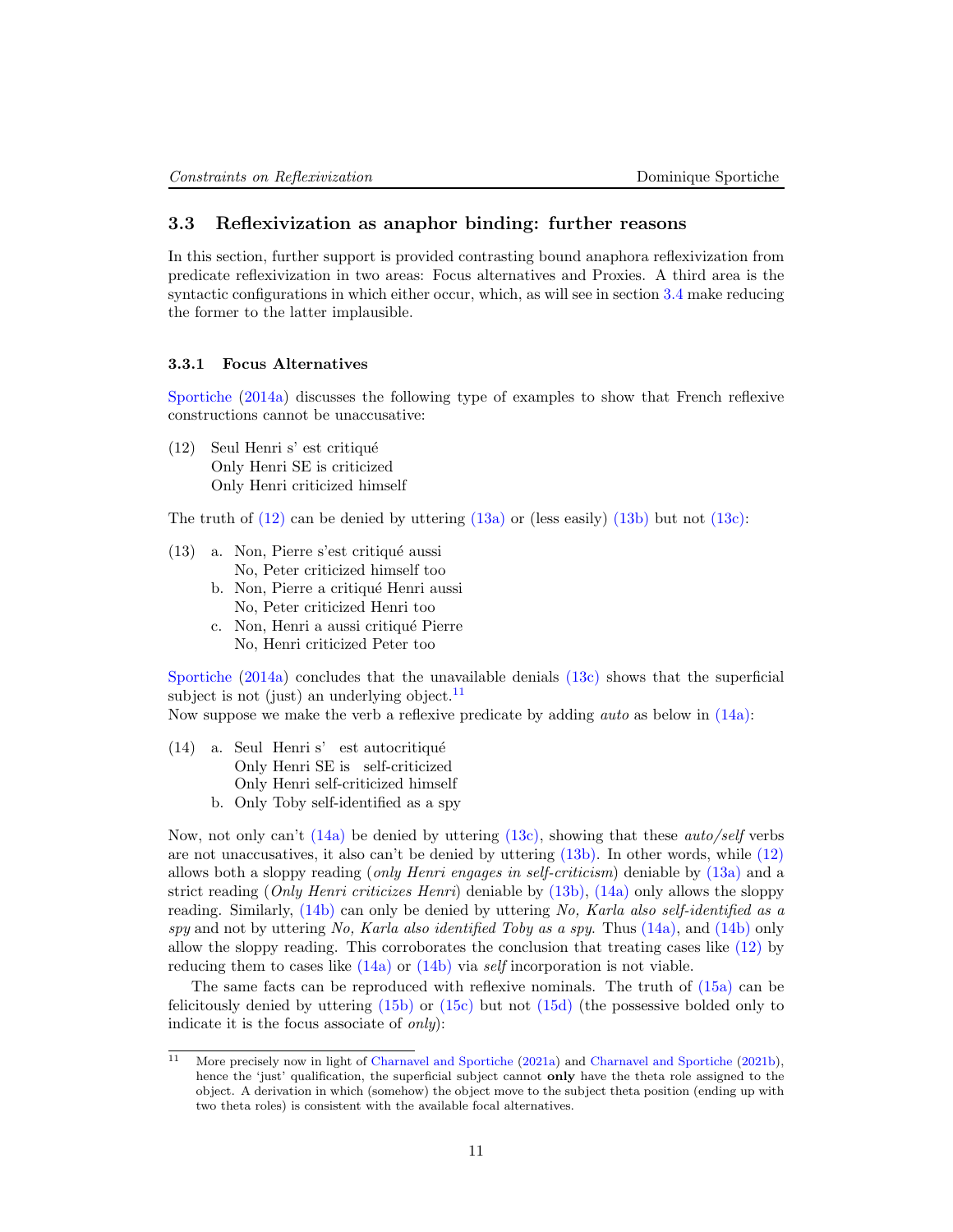### 3.3 Reflexivization as anaphor binding: further reasons

In this section, further support is provided contrasting bound anaphora reflexivization from predicate reflexivization in two areas: Focus alternatives and Proxies. A third area is the syntactic configurations in which either occur, which, as will see in section 3.4 make reducing the former to the latter implausible.

#### 3.3.1 Focus Alternatives

Sportiche (2014a) discusses the following type of examples to show that French reflexive constructions cannot be unaccusative:

(12) Seul Henri s' est critiqué
  Only Henri SE is criticized
  Only Henri criticized himself

The truth of (12) can be denied by uttering (13a) or (less easily) (13b) but not (13c):

(13) a. Non, Pierre s'est critiqué aussi
  No, Peter criticized himself too
 b. Non, Pierre a critiqué Henri aussi
  No, Peter criticized Henri too
 c. Non, Henri a aussi critiqué Pierre
  No, Henri criticized Peter too

Sportiche (2014a) concludes that the unavailable denials (13c) shows that the superficial subject is not (just) an underlying object.[11]
Now suppose we make the verb a reflexive predicate by adding *auto* as below in (14a):

(14) a. Seul Henri s' est autocritiqué
  Only Henri SE is self-criticized
  Only Henri self-criticized himself
 b. Only Toby self-identified as a spy

Now, not only can't (14a) be denied by uttering (13c), showing that these *auto/self* verbs are not unaccusatives, it also can't be denied by uttering (13b). In other words, while (12) allows both a sloppy reading (*only Henri engages in self-criticism*) deniable by (13a) and a strict reading (*Only Henri criticizes Henri*) deniable by (13b), (14a) only allows the sloppy reading. Similarly, (14b) can only be denied by uttering *No, Karla also self-identified as a spy* and not by uttering *No, Karla also identified Toby as a spy.* Thus (14a), and (14b) only allow the sloppy reading. This corroborates the conclusion that treating cases like (12) by reducing them to cases like (14a) or (14b) via *self* incorporation is not viable.

The same facts can be reproduced with reflexive nominals. The truth of (15a) can be felicitously denied by uttering (15b) or (15c) but not (15d) (the possessive bolded only to indicate it is the focus associate of *only*):

---

[11] More precisely now in light of Charnavel and Sportiche (2021a) and Charnavel and Sportiche (2021b), hence the 'just' qualification, the superficial subject cannot **only** have the theta role assigned to the object. A derivation in which (somehow) the object move to the subject theta position (ending up with two theta roles) is consistent with the available focal alternatives.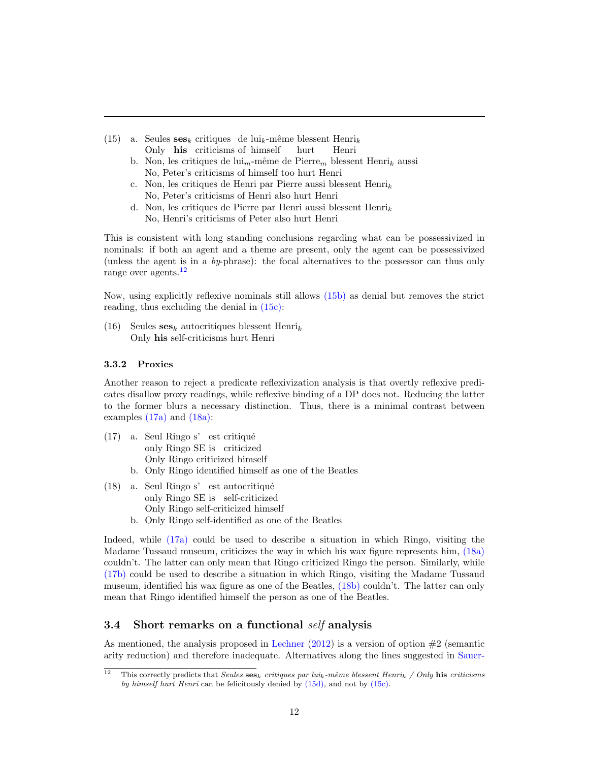(15) a. Seules **ses**$_k$ critiques de lui$_k$-même blessent Henri$_k$
Only **his** criticisms of himself hurt Henri

b. Non, les critiques de lui$_m$-même de Pierre$_m$ blessent Henri$_k$ aussi
No, Peter's criticisms of himself too hurt Henri

c. Non, les critiques de Henri par Pierre aussi blessent Henri$_k$
No, Peter's criticisms of Henri also hurt Henri

d. Non, les critiques de Pierre par Henri aussi blessent Henri$_k$
No, Henri's criticisms of Peter also hurt Henri

This is consistent with long standing conclusions regarding what can be possessivized in nominals: if both an agent and a theme are present, only the agent can be possessivized (unless the agent is in a *by*-phrase): the focal alternatives to the possessor can thus only range over agents.[12]

Now, using explicitly reflexive nominals still allows (15b) as denial but removes the strict reading, thus excluding the denial in (15c):

(16) Seules **ses**$_k$ autocritiques blessent Henri$_k$
Only **his** self-criticisms hurt Henri

### 3.3.2 Proxies

Another reason to reject a predicate reflexivization analysis is that overtly reflexive predicates disallow proxy readings, while reflexive binding of a DP does not. Reducing the latter to the former blurs a necessary distinction. Thus, there is a minimal contrast between examples (17a) and (18a):

(17) a. Seul Ringo s' est critiqué
only Ringo SE is criticized
Only Ringo criticized himself

b. Only Ringo identified himself as one of the Beatles

(18) a. Seul Ringo s' est autocritiqué
only Ringo SE is self-criticized
Only Ringo self-criticized himself

b. Only Ringo self-identified as one of the Beatles

Indeed, while (17a) could be used to describe a situation in which Ringo, visiting the Madame Tussaud museum, criticizes the way in which his wax figure represents him, (18a) couldn't. The latter can only mean that Ringo criticized Ringo the person. Similarly, while (17b) could be used to describe a situation in which Ringo, visiting the Madame Tussaud museum, identified his wax figure as one of the Beatles, (18b) couldn't. The latter can only mean that Ringo identified himself the person as one of the Beatles.

## 3.4 Short remarks on a functional *self* analysis

As mentioned, the analysis proposed in Lechner (2012) is a version of option #2 (semantic arity reduction) and therefore inadequate. Alternatives along the lines suggested in Sauer-

---

[12] This correctly predicts that *Seules* **ses**$_k$ *critiques par lui*$_k$*-même blessent Henri*$_k$ / *Only* **his** *criticisms by himself hurt Henri* can be felicitously denied by (15d), and not by (15c).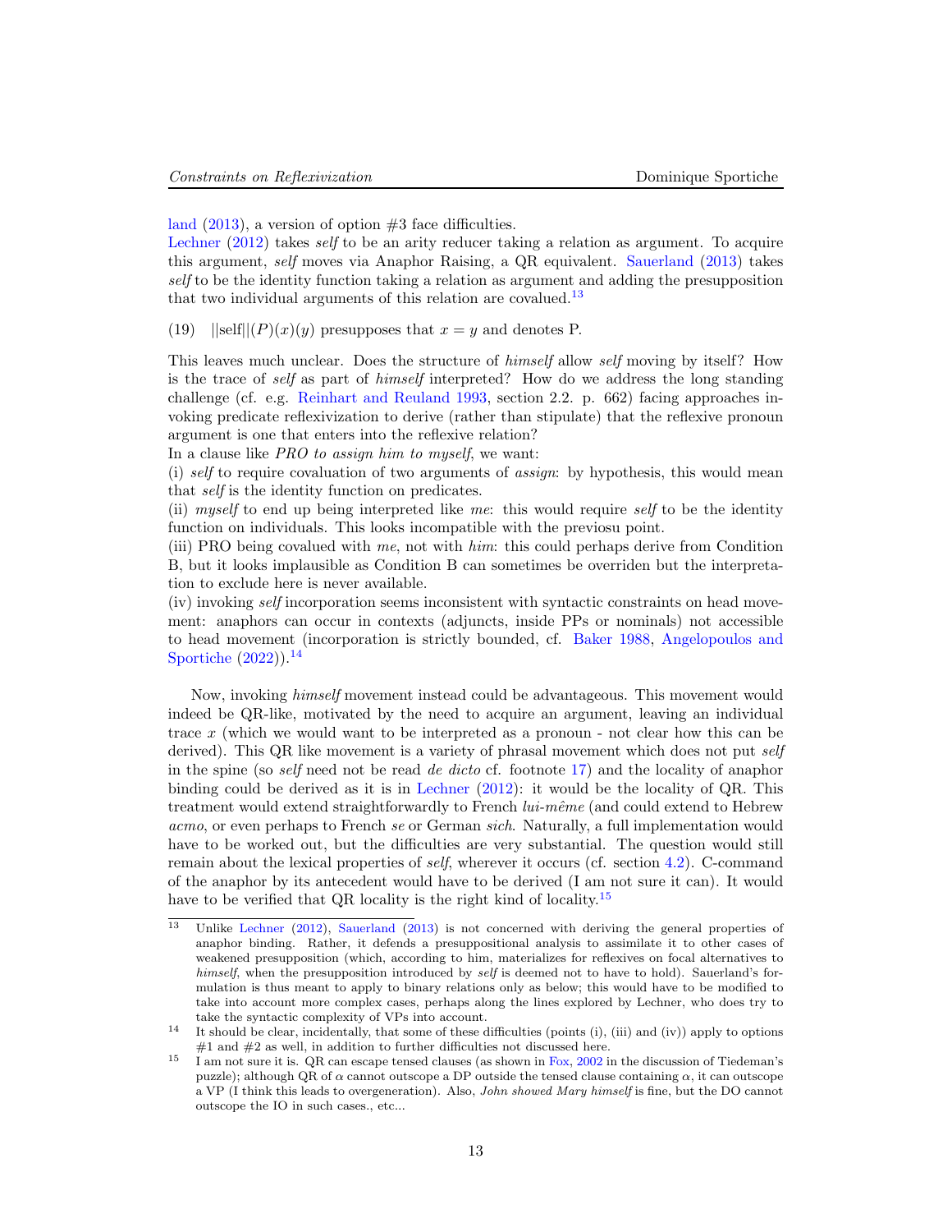land (2013), a version of option #3 face difficulties.
Lechner (2012) takes *self* to be an arity reducer taking a relation as argument. To acquire this argument, *self* moves via Anaphor Raising, a QR equivalent. Sauerland (2013) takes *self* to be the identity function taking a relation as argument and adding the presupposition that two individual arguments of this relation are covalued.[13]

(19) $||\text{self}||(P)(x)(y)$ presupposes that $x = y$ and denotes P.

This leaves much unclear. Does the structure of *himself* allow *self* moving by itself? How is the trace of *self* as part of *himself* interpreted? How do we address the long standing challenge (cf. e.g. Reinhart and Reuland 1993, section 2.2. p. 662) facing approaches invoking predicate reflexivization to derive (rather than stipulate) that the reflexive pronoun argument is one that enters into the reflexive relation?
In a clause like *PRO to assign him to myself*, we want:
(i) *self* to require covaluation of two arguments of *assign*: by hypothesis, this would mean that *self* is the identity function on predicates.
(ii) *myself* to end up being interpreted like *me*: this would require *self* to be the identity function on individuals. This looks incompatible with the previosu point.
(iii) PRO being covalued with *me*, not with *him*: this could perhaps derive from Condition B, but it looks implausible as Condition B can sometimes be overriden but the interpretation to exclude here is never available.
(iv) invoking *self* incorporation seems inconsistent with syntactic constraints on head movement: anaphors can occur in contexts (adjuncts, inside PPs or nominals) not accessible to head movement (incorporation is strictly bounded, cf. Baker 1988, Angelopoulos and Sportiche (2022)).[14]

Now, invoking *himself* movement instead could be advantageous. This movement would indeed be QR-like, motivated by the need to acquire an argument, leaving an individual trace $x$ (which we would want to be interpreted as a pronoun - not clear how this can be derived). This QR like movement is a variety of phrasal movement which does not put *self* in the spine (so *self* need not be read *de dicto* cf. footnote 17) and the locality of anaphor binding could be derived as it is in Lechner (2012): it would be the locality of QR. This treatment would extend straightforwardly to French *lui-même* (and could extend to Hebrew *acmo*, or even perhaps to French *se* or German *sich*. Naturally, a full implementation would have to be worked out, but the difficulties are very substantial. The question would still remain about the lexical properties of *self*, wherever it occurs (cf. section 4.2). C-command of the anaphor by its antecedent would have to be derived (I am not sure it can). It would have to be verified that QR locality is the right kind of locality.[15]

---

[13] Unlike Lechner (2012), Sauerland (2013) is not concerned with deriving the general properties of anaphor binding. Rather, it defends a presuppositional analysis to assimilate it to other cases of weakened presupposition (which, according to him, materializes for reflexives on focal alternatives to *himself*, when the presupposition introduced by *self* is deemed not to have to hold). Sauerland's formulation is thus meant to apply to binary relations only as below; this would have to be modified to take into account more complex cases, perhaps along the lines explored by Lechner, who does try to take the syntactic complexity of VPs into account.

[14] It should be clear, incidentally, that some of these difficulties (points (i), (iii) and (iv)) apply to options #1 and #2 as well, in addition to further difficulties not discussed here.

[15] I am not sure it is. QR can escape tensed clauses (as shown in Fox, 2002 in the discussion of Tiedeman's puzzle); although QR of $\alpha$ cannot outscope a DP outside the tensed clause containing $\alpha$, it can outscope a VP (I think this leads to overgeneration). Also, *John showed Mary himself* is fine, but the DO cannot outscope the IO in such cases., etc...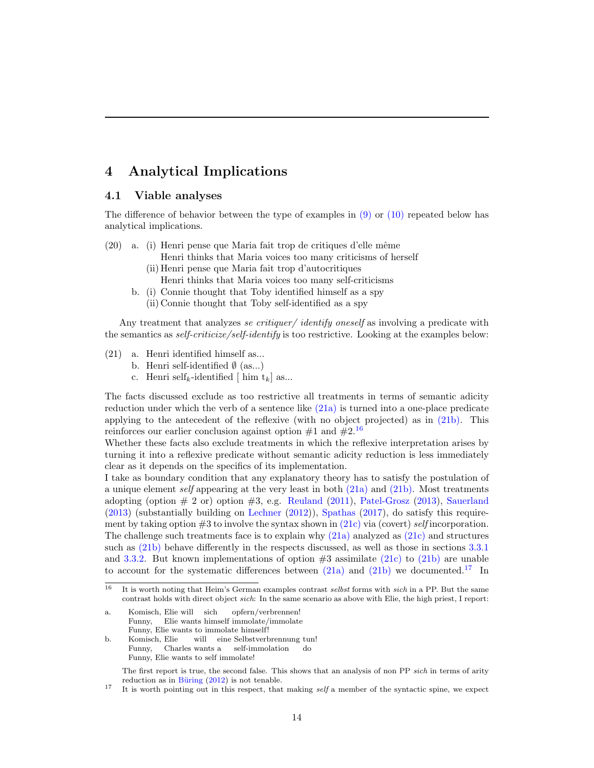# 4 Analytical Implications

## 4.1 Viable analyses

The difference of behavior between the type of examples in (9) or (10) repeated below has analytical implications.

(20) a. (i) Henri pense que Maria fait trop de critiques d'elle même
Henri thinks that Maria voices too many criticisms of herself
(ii) Henri pense que Maria fait trop d'autocritiques
Henri thinks that Maria voices too many self-criticisms
b. (i) Connie thought that Toby identified himself as a spy
(ii) Connie thought that Toby self-identified as a spy

Any treatment that analyzes *se critiquer/ identify oneself* as involving a predicate with the semantics as *self-criticize/self-identify* is too restrictive. Looking at the examples below:

(21) a. Henri identified himself as...
b. Henri self-identified $\emptyset$ (as...)
c. Henri self$_k$-identified [ him t$_k$] as...

The facts discussed exclude as too restrictive all treatments in terms of semantic adicity reduction under which the verb of a sentence like (21a) is turned into a one-place predicate applying to the antecedent of the reflexive (with no object projected) as in (21b). This reinforces our earlier conclusion against option #1 and #2.[16]

Whether these facts also exclude treatments in which the reflexive interpretation arises by turning it into a reflexive predicate without semantic adicity reduction is less immediately clear as it depends on the specifics of its implementation.

I take as boundary condition that any explanatory theory has to satisfy the postulation of a unique element *self* appearing at the very least in both (21a) and (21b). Most treatments adopting (option # 2 or) option #3, e.g. Reuland (2011), Patel-Grosz (2013), Sauerland (2013) (substantially building on Lechner (2012)), Spathas (2017), do satisfy this requirement by taking option #3 to involve the syntax shown in (21c) via (covert) *self* incorporation. The challenge such treatments face is to explain why (21a) analyzed as (21c) and structures such as (21b) behave differently in the respects discussed, as well as those in sections 3.3.1 and 3.3.2. But known implementations of option #3 assimilate (21c) to (21b) are unable to account for the systematic differences between (21a) and (21b) we documented.[17] In

---

[16] It is worth noting that Heim's German examples contrast *selbst* forms with *sich* in a PP. But the same contrast holds with direct object *sich*: In the same scenario as above with Elie, the high priest, I report:

a. Komisch, Elie will sich opfern/verbrennen!
Funny, Elie wants himself immolate/immolate
Funny, Elie wants to immolate himself!

b. Komisch, Elie will eine Selbstverbrennung tun!
Funny, Charles wants a self-immolation do
Funny, Elie wants to self immolate!

The first report is true, the second false. This shows that an analysis of non PP *sich* in terms of arity reduction as in Büring (2012) is not tenable.

[17] It is worth pointing out in this respect, that making *self* a member of the syntactic spine, we expect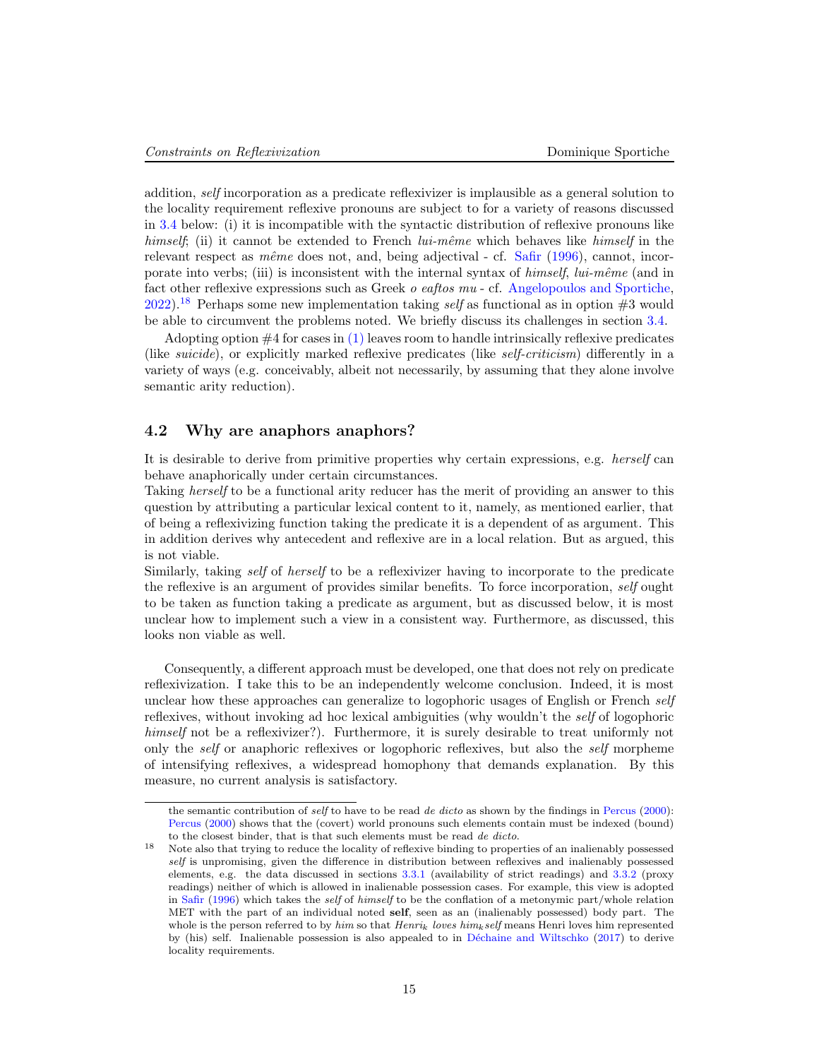addition, *self* incorporation as a predicate reflexivizer is implausible as a general solution to the locality requirement reflexive pronouns are subject to for a variety of reasons discussed in 3.4 below: (i) it is incompatible with the syntactic distribution of reflexive pronouns like *himself*; (ii) it cannot be extended to French *lui-même* which behaves like *himself* in the relevant respect as *même* does not, and, being adjectival - cf. Safir (1996), cannot, incorporate into verbs; (iii) is inconsistent with the internal syntax of *himself*, *lui-même* (and in fact other reflexive expressions such as Greek *o eaftos mu* - cf. Angelopoulos and Sportiche, 2022).[18] Perhaps some new implementation taking *self* as functional as in option #3 would be able to circumvent the problems noted. We briefly discuss its challenges in section 3.4.

Adopting option #4 for cases in (1) leaves room to handle intrinsically reflexive predicates (like *suicide*), or explicitly marked reflexive predicates (like *self-criticism*) differently in a variety of ways (e.g. conceivably, albeit not necessarily, by assuming that they alone involve semantic arity reduction).

## 4.2 Why are anaphors anaphors?

It is desirable to derive from primitive properties why certain expressions, e.g. *herself* can behave anaphorically under certain circumstances.
Taking *herself* to be a functional arity reducer has the merit of providing an answer to this question by attributing a particular lexical content to it, namely, as mentioned earlier, that of being a reflexivizing function taking the predicate it is a dependent of as argument. This in addition derives why antecedent and reflexive are in a local relation. But as argued, this is not viable.
Similarly, taking *self* of *herself* to be a reflexivizer having to incorporate to the predicate the reflexive is an argument of provides similar benefits. To force incorporation, *self* ought to be taken as function taking a predicate as argument, but as discussed below, it is most unclear how to implement such a view in a consistent way. Furthermore, as discussed, this looks non viable as well.

Consequently, a different approach must be developed, one that does not rely on predicate reflexivization. I take this to be an independently welcome conclusion. Indeed, it is most unclear how these approaches can generalize to logophoric usages of English or French *self* reflexives, without invoking ad hoc lexical ambiguities (why wouldn't the *self* of logophoric *himself* not be a reflexivizer?). Furthermore, it is surely desirable to treat uniformly not only the *self* or anaphoric reflexives or logophoric reflexives, but also the *self* morpheme of intensifying reflexives, a widespread homophony that demands explanation. By this measure, no current analysis is satisfactory.

---

the semantic contribution of *self* to have to be read *de dicto* as shown by the findings in Percus (2000): Percus (2000) shows that the (covert) world pronouns such elements contain must be indexed (bound) to the closest binder, that is that such elements must be read *de dicto*.

[18] Note also that trying to reduce the locality of reflexive binding to properties of an inalienably possessed *self* is unpromising, given the difference in distribution between reflexives and inalienably possessed elements, e.g. the data discussed in sections 3.3.1 (availability of strict readings) and 3.3.2 (proxy readings) neither of which is allowed in inalienable possession cases. For example, this view is adopted in Safir (1996) which takes the *self* of *himself* to be the conflation of a metonymic part/whole relation MET with the part of an individual noted **self**, seen as an (inalienably possessed) body part. The whole is the person referred to by *him* so that *Henri*$_k$ *loves him*$_k$*self* means Henri loves him represented by (his) self. Inalienable possession is also appealed to in Déchaine and Wiltschko (2017) to derive locality requirements.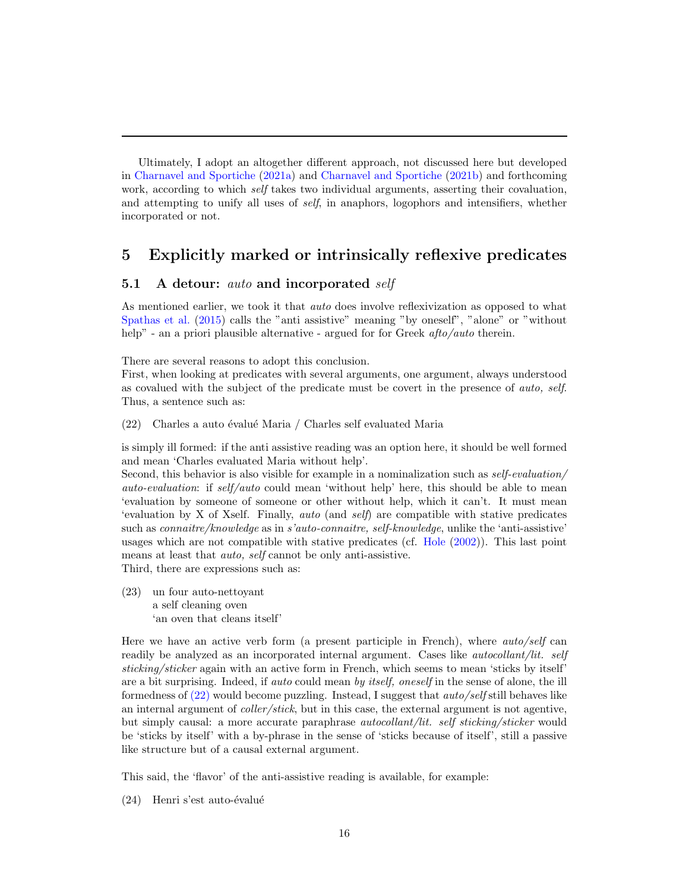Ultimately, I adopt an altogether different approach, not discussed here but developed in Charnavel and Sportiche (2021a) and Charnavel and Sportiche (2021b) and forthcoming work, according to which *self* takes two individual arguments, asserting their covaluation, and attempting to unify all uses of *self*, in anaphors, logophors and intensifiers, whether incorporated or not.

## 5 Explicitly marked or intrinsically reflexive predicates

### 5.1 A detour: *auto* and incorporated *self*

As mentioned earlier, we took it that *auto* does involve reflexivization as opposed to what Spathas et al. (2015) calls the "anti assistive" meaning "by oneself", "alone" or "without help" - an a priori plausible alternative - argued for for Greek *afto/auto* therein.

There are several reasons to adopt this conclusion.
First, when looking at predicates with several arguments, one argument, always understood as covalued with the subject of the predicate must be covert in the presence of *auto, self*. Thus, a sentence such as:

(22) Charles a auto évalué Maria / Charles self evaluated Maria

is simply ill formed: if the anti assistive reading was an option here, it should be well formed and mean 'Charles evaluated Maria without help'.
Second, this behavior is also visible for example in a nominalization such as *self-evaluation/ auto-evaluation*: if *self/auto* could mean 'without help' here, this should be able to mean 'evaluation by someone of someone or other without help, which it can't. It must mean 'evaluation by X of Xself. Finally, *auto* (and *self*) are compatible with stative predicates such as *connaitre/knowledge* as in *s'auto-connaitre, self-knowledge*, unlike the 'anti-assistive' usages which are not compatible with stative predicates (cf. Hole (2002)). This last point means at least that *auto, self* cannot be only anti-assistive.
Third, there are expressions such as:

(23) un four auto-nettoyant
a self cleaning oven
'an oven that cleans itself'

Here we have an active verb form (a present participle in French), where *auto/self* can readily be analyzed as an incorporated internal argument. Cases like *autocollant/lit. self sticking/sticker* again with an active form in French, which seems to mean 'sticks by itself' are a bit surprising. Indeed, if *auto* could mean *by itself, oneself* in the sense of alone, the ill formedness of (22) would become puzzling. Instead, I suggest that *auto/self* still behaves like an internal argument of *coller/stick*, but in this case, the external argument is not agentive, but simply causal: a more accurate paraphrase *autocollant/lit. self sticking/sticker* would be 'sticks by itself' with a by-phrase in the sense of 'sticks because of itself', still a passive like structure but of a causal external argument.

This said, the 'flavor' of the anti-assistive reading is available, for example:

(24) Henri s'est auto-évalué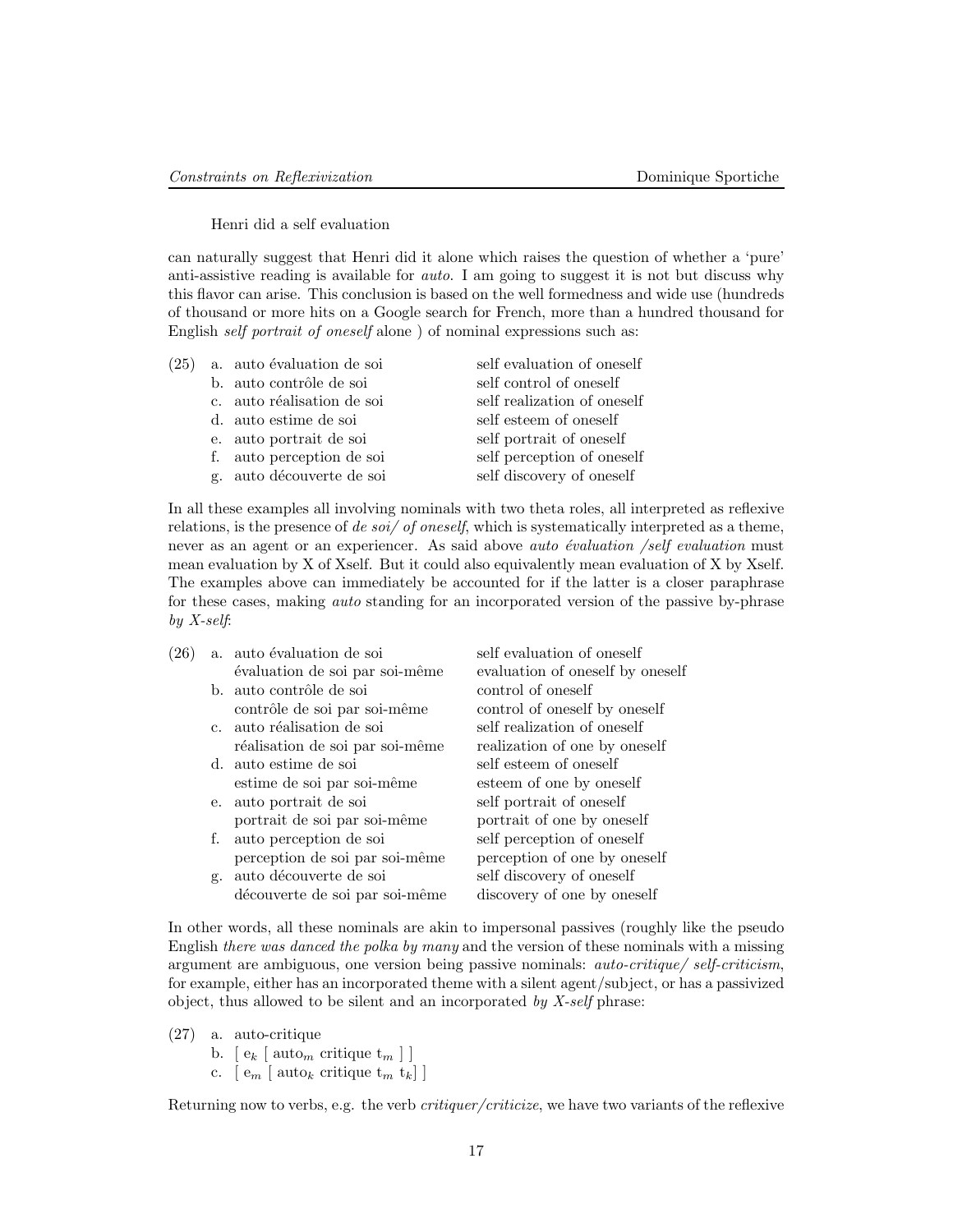Henri did a self evaluation

can naturally suggest that Henri did it alone which raises the question of whether a 'pure' anti-assistive reading is available for *auto*. I am going to suggest it is not but discuss why this flavor can arise. This conclusion is based on the well formedness and wide use (hundreds of thousand or more hits on a Google search for French, more than a hundred thousand for English *self portrait of oneself* alone ) of nominal expressions such as:

(25)
a. auto évaluation de soi — self evaluation of oneself
b. auto contrôle de soi — self control of oneself
c. auto réalisation de soi — self realization of oneself
d. auto estime de soi — self esteem of oneself
e. auto portrait de soi — self portrait of oneself
f. auto perception de soi — self perception of oneself
g. auto découverte de soi — self discovery of oneself

In all these examples all involving nominals with two theta roles, all interpreted as reflexive relations, is the presence of *de soi/ of oneself*, which is systematically interpreted as a theme, never as an agent or an experiencer. As said above *auto évaluation /self evaluation* must mean evaluation by X of Xself. But it could also equivalently mean evaluation of X by Xself. The examples above can immediately be accounted for if the latter is a closer paraphrase for these cases, making *auto* standing for an incorporated version of the passive by-phrase *by X-self*:

(26)
a. auto évaluation de soi — self evaluation of oneself
   évaluation de soi par soi-même — evaluation of oneself by oneself
b. auto contrôle de soi — control of oneself
   contrôle de soi par soi-même — control of oneself by oneself
c. auto réalisation de soi — self realization of oneself
   réalisation de soi par soi-même — realization of one by oneself
d. auto estime de soi — self esteem of oneself
   estime de soi par soi-même — esteem of one by oneself
e. auto portrait de soi — self portrait of oneself
   portrait de soi par soi-même — portrait of one by oneself
f. auto perception de soi — self perception of oneself
   perception de soi par soi-même — perception of one by oneself
g. auto découverte de soi — self discovery of oneself
   découverte de soi par soi-même — discovery of one by oneself

In other words, all these nominals are akin to impersonal passives (roughly like the pseudo English *there was danced the polka by many* and the version of these nominals with a missing argument are ambiguous, one version being passive nominals: *auto-critique/ self-criticism*, for example, either has an incorporated theme with a silent agent/subject, or has a passivized object, thus allowed to be silent and an incorporated *by X-self* phrase:

(27)
a. auto-critique
b. [ $e_k$ [ $\text{auto}_m$ critique $t_m$ ] ]
c. [ $e_m$ [ $\text{auto}_k$ critique $t_m$ $t_k$] ]

Returning now to verbs, e.g. the verb *critiquer/criticize*, we have two variants of the reflexive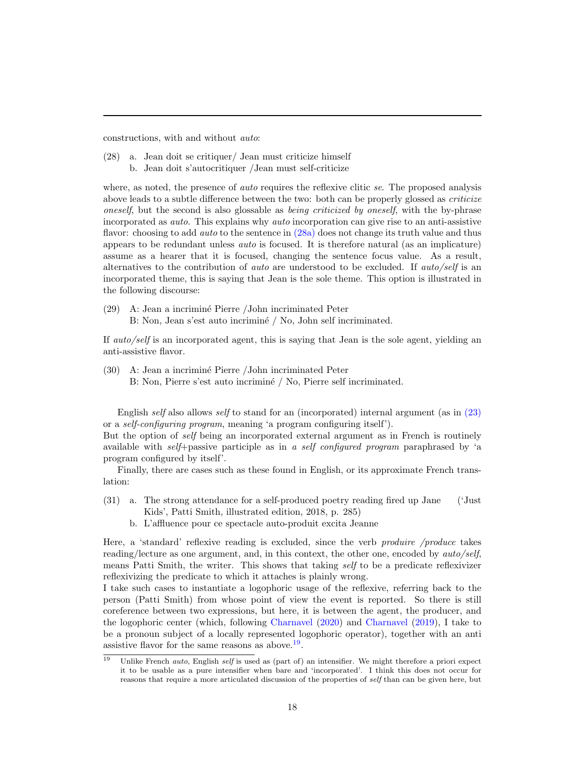constructions, with and without *auto*:

(28) a. Jean doit se critiquer/ Jean must criticize himself
     b. Jean doit s'autocritiquer /Jean must self-criticize

where, as noted, the presence of *auto* requires the reflexive clitic *se*. The proposed analysis above leads to a subtle difference between the two: both can be properly glossed as *criticize oneself*, but the second is also glossable as *being criticized by oneself*, with the by-phrase incorporated as *auto*. This explains why *auto* incorporation can give rise to an anti-assistive flavor: choosing to add *auto* to the sentence in (28a) does not change its truth value and thus appears to be redundant unless *auto* is focused. It is therefore natural (as an implicature) assume as a hearer that it is focused, changing the sentence focus value. As a result, alternatives to the contribution of *auto* are understood to be excluded. If *auto/self* is an incorporated theme, this is saying that Jean is the sole theme. This option is illustrated in the following discourse:

(29) A: Jean a incriminé Pierre /John incriminated Peter
     B: Non, Jean s'est auto incriminé / No, John self incriminated.

If *auto/self* is an incorporated agent, this is saying that Jean is the sole agent, yielding an anti-assistive flavor.

(30) A: Jean a incriminé Pierre /John incriminated Peter
     B: Non, Pierre s'est auto incriminé / No, Pierre self incriminated.

English *self* also allows *self* to stand for an (incorporated) internal argument (as in (23) or a *self-configuring program*, meaning 'a program configuring itself').
But the option of *self* being an incorporated external argument as in French is routinely available with *self*+passive participle as in *a self configured program* paraphrased by 'a program configured by itself'.

Finally, there are cases such as these found in English, or its approximate French translation:

(31) a. The strong attendance for a self-produced poetry reading fired up Jane ('Just Kids', Patti Smith, illustrated edition, 2018, p. 285)
     b. L'affluence pour ce spectacle auto-produit excita Jeanne

Here, a 'standard' reflexive reading is excluded, since the verb *produire /produce* takes reading/lecture as one argument, and, in this context, the other one, encoded by *auto/self*, means Patti Smith, the writer. This shows that taking *self* to be a predicate reflexivizer reflexivizing the predicate to which it attaches is plainly wrong.
I take such cases to instantiate a logophoric usage of the reflexive, referring back to the person (Patti Smith) from whose point of view the event is reported. So there is still coreference between two expressions, but here, it is between the agent, the producer, and the logophoric center (which, following Charnavel (2020) and Charnavel (2019), I take to be a pronoun subject of a locally represented logophoric operator), together with an anti assistive flavor for the same reasons as above.[19].

[19] Unlike French *auto*, English *self* is used as (part of) an intensifier. We might therefore a priori expect it to be usable as a pure intensifier when bare and 'incorporated'. I think this does not occur for reasons that require a more articulated discussion of the properties of *self* than can be given here, but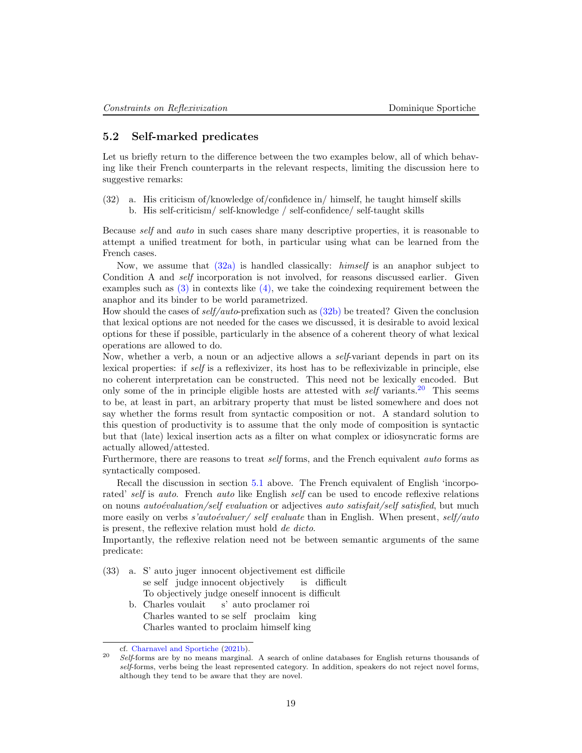## 5.2 Self-marked predicates

Let us briefly return to the difference between the two examples below, all of which behaving like their French counterparts in the relevant respects, limiting the discussion here to suggestive remarks:

(32) a. His criticism of/knowledge of/confidence in/ himself, he taught himself skills
   b. His self-criticism/ self-knowledge / self-confidence/ self-taught skills

Because *self* and *auto* in such cases share many descriptive properties, it is reasonable to attempt a unified treatment for both, in particular using what can be learned from the French cases.

Now, we assume that (32a) is handled classically: *himself* is an anaphor subject to Condition A and *self* incorporation is not involved, for reasons discussed earlier. Given examples such as (3) in contexts like (4), we take the coindexing requirement between the anaphor and its binder to be world parametrized.

How should the cases of *self/auto*-prefixation such as (32b) be treated? Given the conclusion that lexical options are not needed for the cases we discussed, it is desirable to avoid lexical options for these if possible, particularly in the absence of a coherent theory of what lexical operations are allowed to do.

Now, whether a verb, a noun or an adjective allows a *self*-variant depends in part on its lexical properties: if *self* is a reflexivizer, its host has to be reflexivizable in principle, else no coherent interpretation can be constructed. This need not be lexically encoded. But only some of the in principle eligible hosts are attested with *self* variants.[20] This seems to be, at least in part, an arbitrary property that must be listed somewhere and does not say whether the forms result from syntactic composition or not. A standard solution to this question of productivity is to assume that the only mode of composition is syntactic but that (late) lexical insertion acts as a filter on what complex or idiosyncratic forms are actually allowed/attested.

Furthermore, there are reasons to treat *self* forms, and the French equivalent *auto* forms as syntactically composed.

Recall the discussion in section 5.1 above. The French equivalent of English 'incorporated' *self* is *auto*. French *auto* like English *self* can be used to encode reflexive relations on nouns *autoévaluation/self evaluation* or adjectives *auto satisfait/self satisfied*, but much more easily on verbs *s'autoévaluer/ self evaluate* than in English. When present, *self/auto* is present, the reflexive relation must hold *de dicto*.

Importantly, the reflexive relation need not be between semantic arguments of the same predicate:

(33) a. S' auto juger innocent objectivement est difficile
   se self judge innocent objectively is difficult
   To objectively judge oneself innocent is difficult
   b. Charles voulait s' auto proclamer roi
   Charles wanted to se self proclaim king
   Charles wanted to proclaim himself king

cf. Charnavel and Sportiche (2021b).

[20] *Self*-forms are by no means marginal. A search of online databases for English returns thousands of *self*-forms, verbs being the least represented category. In addition, speakers do not reject novel forms, although they tend to be aware that they are novel.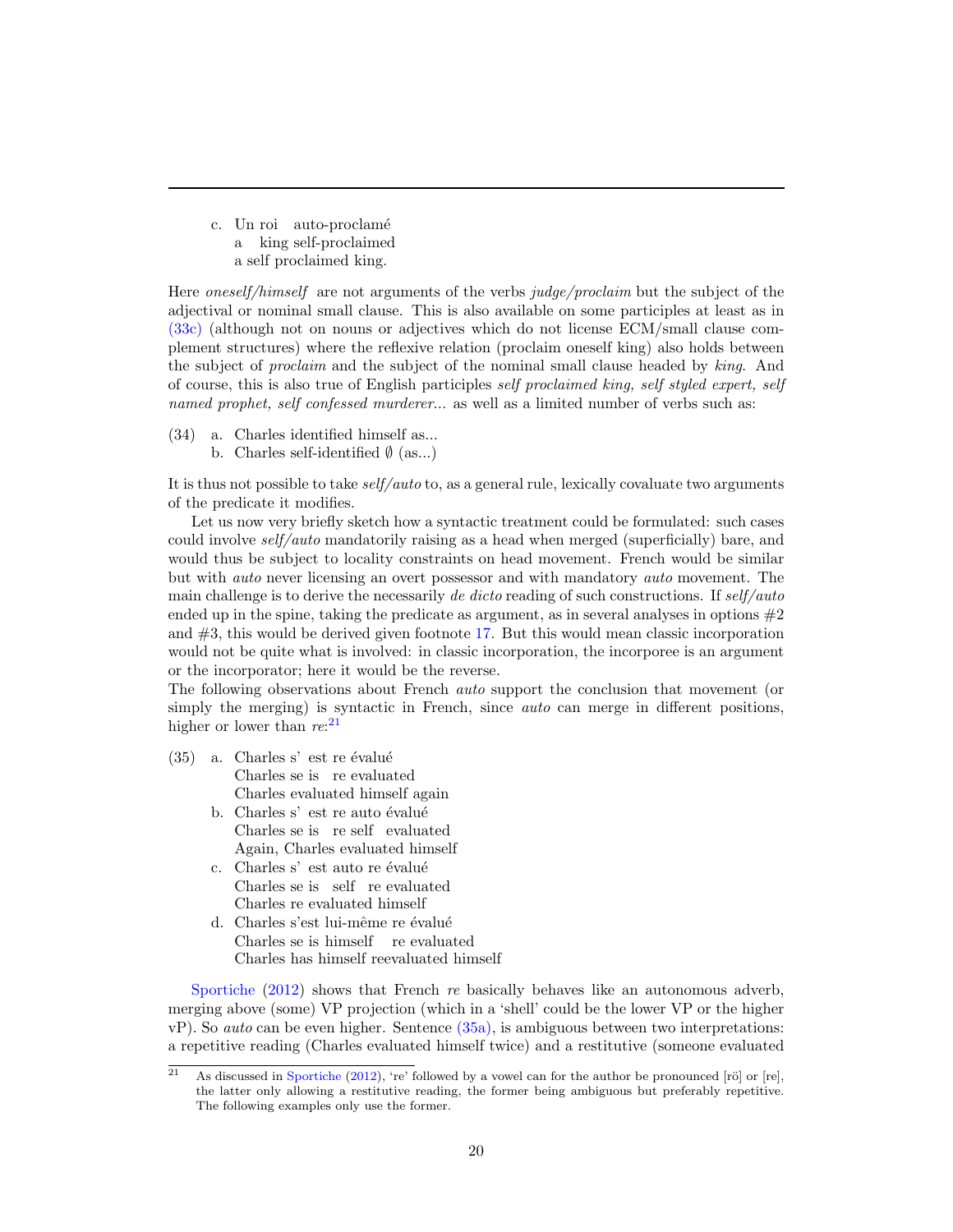c. Un roi auto-proclamé
   a king self-proclaimed
   a self proclaimed king.

Here *oneself/himself* are not arguments of the verbs *judge/proclaim* but the subject of the adjectival or nominal small clause. This is also available on some participles at least as in (33c) (although not on nouns or adjectives which do not license ECM/small clause complement structures) where the reflexive relation (proclaim oneself king) also holds between the subject of *proclaim* and the subject of the nominal small clause headed by *king*. And of course, this is also true of English participles *self proclaimed king, self styled expert, self named prophet, self confessed murderer...* as well as a limited number of verbs such as:

(34) a. Charles identified himself as...
     b. Charles self-identified ∅ (as...)

It is thus not possible to take *self/auto* to, as a general rule, lexically covaluate two arguments of the predicate it modifies.

Let us now very briefly sketch how a syntactic treatment could be formulated: such cases could involve *self/auto* mandatorily raising as a head when merged (superficially) bare, and would thus be subject to locality constraints on head movement. French would be similar but with *auto* never licensing an overt possessor and with mandatory *auto* movement. The main challenge is to derive the necessarily *de dicto* reading of such constructions. If *self/auto* ended up in the spine, taking the predicate as argument, as in several analyses in options #2 and #3, this would be derived given footnote 17. But this would mean classic incorporation would not be quite what is involved: in classic incorporation, the incorporee is an argument or the incorporator; here it would be the reverse.
The following observations about French *auto* support the conclusion that movement (or simply the merging) is syntactic in French, since *auto* can merge in different positions, higher or lower than *re*:[21]

(35) a. Charles s' est re évalué
        Charles se is re evaluated
        Charles evaluated himself again
     b. Charles s' est re auto évalué
        Charles se is re self evaluated
        Again, Charles evaluated himself
     c. Charles s' est auto re évalué
        Charles se is self re evaluated
        Charles re evaluated himself
     d. Charles s'est lui-même re évalué
        Charles se is himself re evaluated
        Charles has himself reevaluated himself

Sportiche (2012) shows that French *re* basically behaves like an autonomous adverb, merging above (some) VP projection (which in a 'shell' could be the lower VP or the higher vP). So *auto* can be even higher. Sentence (35a), is ambiguous between two interpretations: a repetitive reading (Charles evaluated himself twice) and a restitutive (someone evaluated

[21] As discussed in Sportiche (2012), 're' followed by a vowel can for the author be pronounced [rö] or [re], the latter only allowing a restitutive reading, the former being ambiguous but preferably repetitive. The following examples only use the former.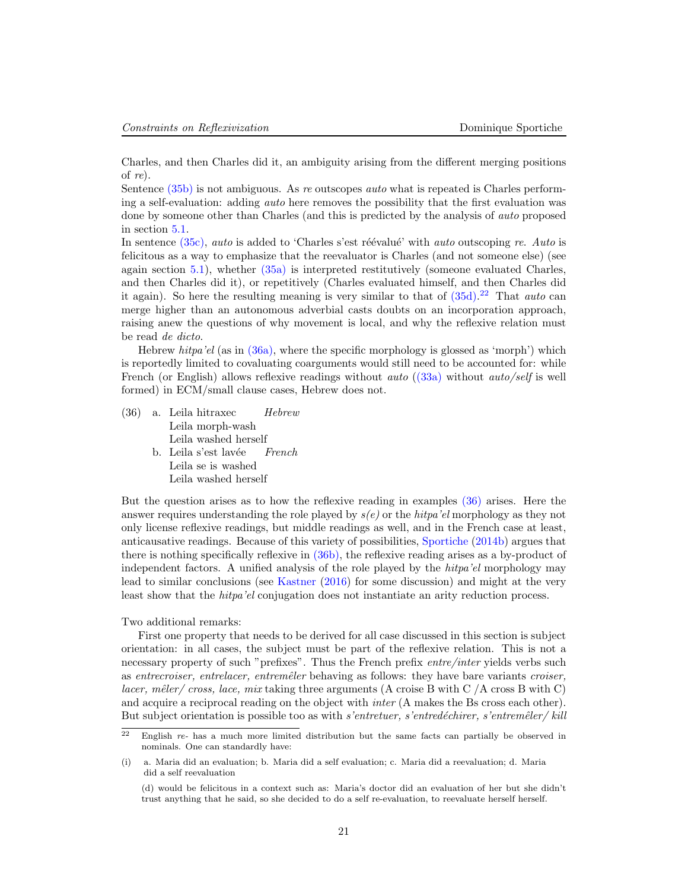Charles, and then Charles did it, an ambiguity arising from the different merging positions of *re*).

Sentence (35b) is not ambiguous. As *re* outscopes *auto* what is repeated is Charles performing a self-evaluation: adding *auto* here removes the possibility that the first evaluation was done by someone other than Charles (and this is predicted by the analysis of *auto* proposed in section 5.1.

In sentence (35c), *auto* is added to 'Charles s'est réévalué' with *auto* outscoping *re*. *Auto* is felicitous as a way to emphasize that the reevaluator is Charles (and not someone else) (see again section 5.1), whether (35a) is interpreted restitutively (someone evaluated Charles, and then Charles did it), or repetitively (Charles evaluated himself, and then Charles did it again). So here the resulting meaning is very similar to that of (35d).[22] That *auto* can merge higher than an autonomous adverbial casts doubts on an incorporation approach, raising anew the questions of why movement is local, and why the reflexive relation must be read *de dicto*.

Hebrew *hitpa'el* (as in (36a), where the specific morphology is glossed as 'morph') which is reportedly limited to covaluating coarguments would still need to be accounted for: while French (or English) allows reflexive readings without *auto* ((33a) without *auto/self* is well formed) in ECM/small clause cases, Hebrew does not.

(36) a. Leila hitraxec *Hebrew*
Leila morph-wash
Leila washed herself

b. Leila s'est lavée *French*
Leila se is washed
Leila washed herself

But the question arises as to how the reflexive reading in examples (36) arises. Here the answer requires understanding the role played by *s(e)* or the *hitpa'el* morphology as they not only license reflexive readings, but middle readings as well, and in the French case at least, anticausative readings. Because of this variety of possibilities, Sportiche (2014b) argues that there is nothing specifically reflexive in (36b), the reflexive reading arises as a by-product of independent factors. A unified analysis of the role played by the *hitpa'el* morphology may lead to similar conclusions (see Kastner (2016) for some discussion) and might at the very least show that the *hitpa'el* conjugation does not instantiate an arity reduction process.

Two additional remarks:

First one property that needs to be derived for all case discussed in this section is subject orientation: in all cases, the subject must be part of the reflexive relation. This is not a necessary property of such "prefixes". Thus the French prefix *entre/inter* yields verbs such as *entrecroiser, entrelacer, entremêler* behaving as follows: they have bare variants *croiser, lacer, mêler/ cross, lace, mix* taking three arguments (A croise B with C /A cross B with C) and acquire a reciprocal reading on the object with *inter* (A makes the Bs cross each other). But subject orientation is possible too as with *s'entretuer, s'entredéchirer, s'entremêler/ kill*

---

[22] English *re-* has a much more limited distribution but the same facts can partially be observed in nominals. One can standardly have:

(i) a. Maria did an evaluation; b. Maria did a self evaluation; c. Maria did a reevaluation; d. Maria did a self reevaluation

(d) would be felicitous in a context such as: Maria's doctor did an evaluation of her but she didn't trust anything that he said, so she decided to do a self re-evaluation, to reevaluate herself herself.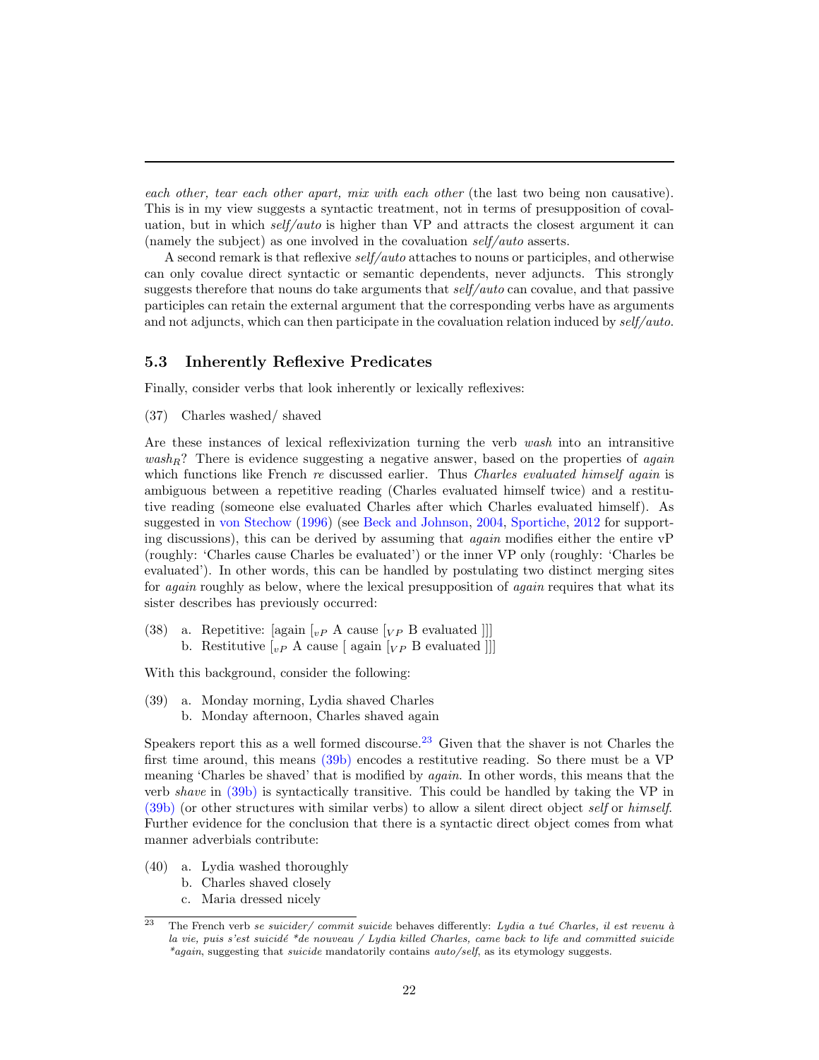*each other, tear each other apart, mix with each other* (the last two being non causative). This is in my view suggests a syntactic treatment, not in terms of presupposition of covaluation, but in which *self/auto* is higher than VP and attracts the closest argument it can (namely the subject) as one involved in the covaluation *self/auto* asserts.

A second remark is that reflexive *self/auto* attaches to nouns or participles, and otherwise can only covalue direct syntactic or semantic dependents, never adjuncts. This strongly suggests therefore that nouns do take arguments that *self/auto* can covalue, and that passive participles can retain the external argument that the corresponding verbs have as arguments and not adjuncts, which can then participate in the covaluation relation induced by *self/auto*.

### 5.3 Inherently Reflexive Predicates

Finally, consider verbs that look inherently or lexically reflexives:

(37) Charles washed/ shaved

Are these instances of lexical reflexivization turning the verb *wash* into an intransitive $wash_R$? There is evidence suggesting a negative answer, based on the properties of *again* which functions like French *re* discussed earlier. Thus *Charles evaluated himself again* is ambiguous between a repetitive reading (Charles evaluated himself twice) and a restitutive reading (someone else evaluated Charles after which Charles evaluated himself). As suggested in von Stechow (1996) (see Beck and Johnson, 2004, Sportiche, 2012 for supporting discussions), this can be derived by assuming that *again* modifies either the entire vP (roughly: 'Charles cause Charles be evaluated') or the inner VP only (roughly: 'Charles be evaluated'). In other words, this can be handled by postulating two distinct merging sites for *again* roughly as below, where the lexical presupposition of *again* requires that what its sister describes has previously occurred:

(38) a. Repetitive: [again [$_{vP}$ A cause [$_{VP}$ B evaluated ]]]
b. Restitutive [$_{vP}$ A cause [ again [$_{VP}$ B evaluated ]]]

With this background, consider the following:

(39) a. Monday morning, Lydia shaved Charles
b. Monday afternoon, Charles shaved again

Speakers report this as a well formed discourse.[23] Given that the shaver is not Charles the first time around, this means (39b) encodes a restitutive reading. So there must be a VP meaning 'Charles be shaved' that is modified by *again*. In other words, this means that the verb *shave* in (39b) is syntactically transitive. This could be handled by taking the VP in (39b) (or other structures with similar verbs) to allow a silent direct object *self* or *himself*. Further evidence for the conclusion that there is a syntactic direct object comes from what manner adverbials contribute:

(40) a. Lydia washed thoroughly
b. Charles shaved closely
c. Maria dressed nicely

[23] The French verb *se suicider/ commit suicide* behaves differently: *Lydia a tué Charles, il est revenu à la vie, puis s'est suicidé \*de nouveau / Lydia killed Charles, came back to life and committed suicide \*again*, suggesting that *suicide* mandatorily contains *auto/self*, as its etymology suggests.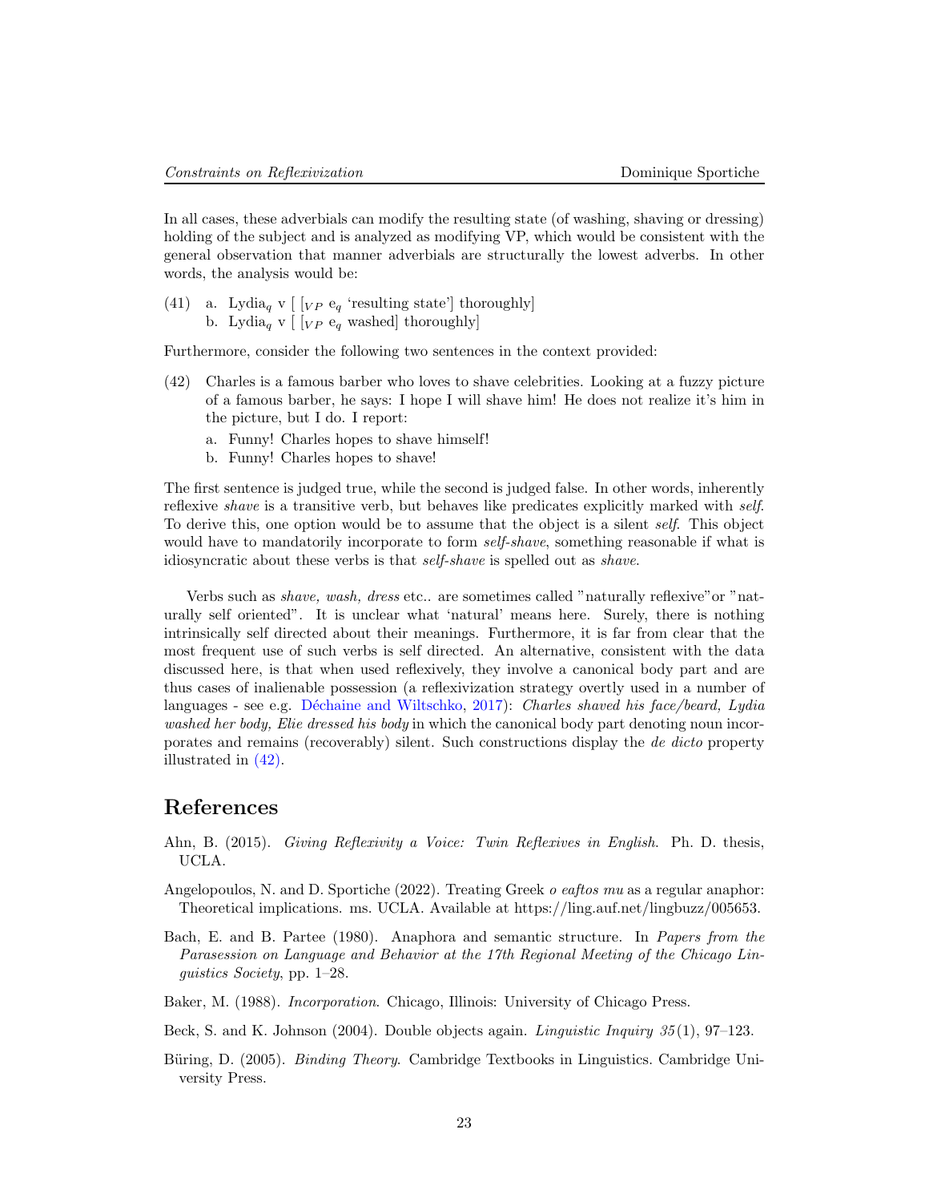In all cases, these adverbials can modify the resulting state (of washing, shaving or dressing) holding of the subject and is analyzed as modifying VP, which would be consistent with the general observation that manner adverbials are structurally the lowest adverbs. In other words, the analysis would be:

(41) a. Lydia$_q$ v [ [$_{VP}$ e$_q$ 'resulting state'] thoroughly]
b. Lydia$_q$ v [ [$_{VP}$ e$_q$ washed] thoroughly]

Furthermore, consider the following two sentences in the context provided:

(42) Charles is a famous barber who loves to shave celebrities. Looking at a fuzzy picture of a famous barber, he says: I hope I will shave him! He does not realize it's him in the picture, but I do. I report:

a. Funny! Charles hopes to shave himself!
b. Funny! Charles hopes to shave!

The first sentence is judged true, while the second is judged false. In other words, inherently reflexive *shave* is a transitive verb, but behaves like predicates explicitly marked with *self*. To derive this, one option would be to assume that the object is a silent *self*. This object would have to mandatorily incorporate to form *self-shave*, something reasonable if what is idiosyncratic about these verbs is that *self-shave* is spelled out as *shave*.

Verbs such as *shave, wash, dress* etc.. are sometimes called "naturally reflexive"or "naturally self oriented". It is unclear what 'natural' means here. Surely, there is nothing intrinsically self directed about their meanings. Furthermore, it is far from clear that the most frequent use of such verbs is self directed. An alternative, consistent with the data discussed here, is that when used reflexively, they involve a canonical body part and are thus cases of inalienable possession (a reflexivization strategy overtly used in a number of languages - see e.g. Déchaine and Wiltschko, 2017): *Charles shaved his face/beard, Lydia washed her body, Elie dressed his body* in which the canonical body part denoting noun incorporates and remains (recoverably) silent. Such constructions display the *de dicto* property illustrated in (42).

## References

Ahn, B. (2015). *Giving Reflexivity a Voice: Twin Reflexives in English*. Ph. D. thesis, UCLA.

Angelopoulos, N. and D. Sportiche (2022). Treating Greek *o eaftos mu* as a regular anaphor: Theoretical implications. ms. UCLA. Available at https://ling.auf.net/lingbuzz/005653.

Bach, E. and B. Partee (1980). Anaphora and semantic structure. In *Papers from the Parasession on Language and Behavior at the 17th Regional Meeting of the Chicago Linguistics Society*, pp. 1–28.

Baker, M. (1988). *Incorporation*. Chicago, Illinois: University of Chicago Press.

Beck, S. and K. Johnson (2004). Double objects again. *Linguistic Inquiry 35*(1), 97–123.

Büring, D. (2005). *Binding Theory*. Cambridge Textbooks in Linguistics. Cambridge University Press.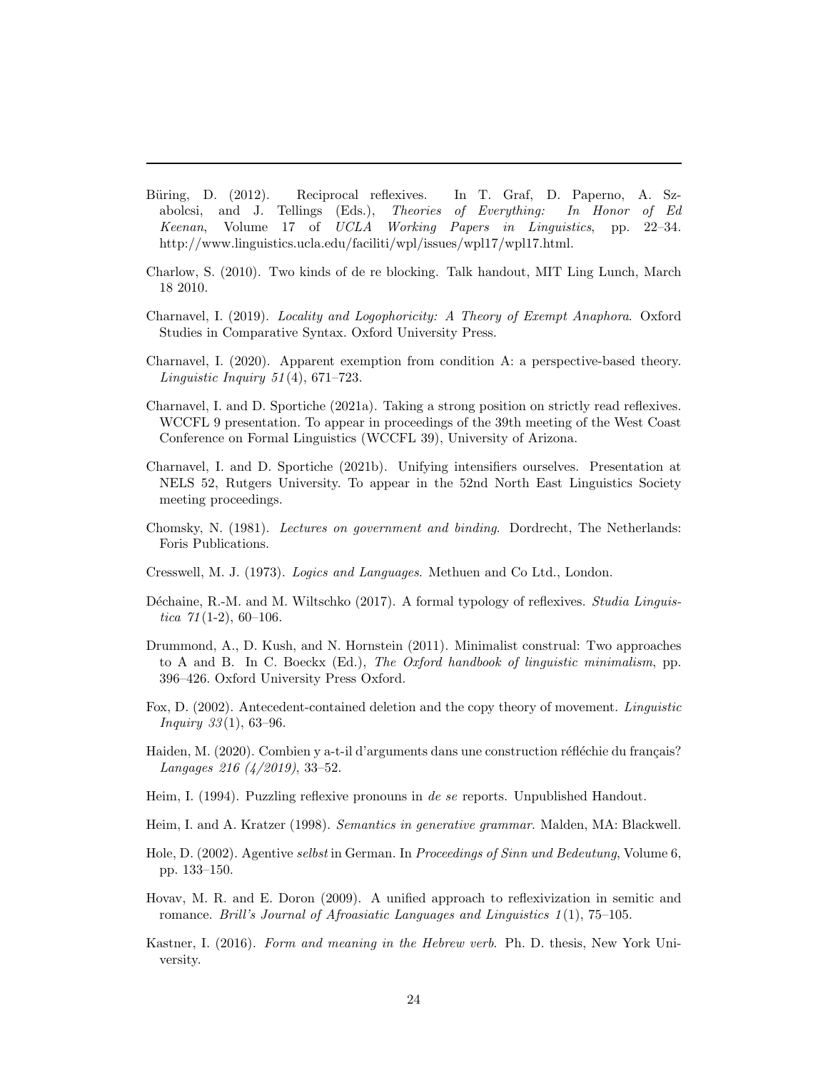Büring, D. (2012). Reciprocal reflexives. In T. Graf, D. Paperno, A. Szabolcsi, and J. Tellings (Eds.), *Theories of Everything: In Honor of Ed Keenan*, Volume 17 of *UCLA Working Papers in Linguistics*, pp. 22–34. http://www.linguistics.ucla.edu/faciliti/wpl/issues/wpl17/wpl17.html.

Charlow, S. (2010). Two kinds of de re blocking. Talk handout, MIT Ling Lunch, March 18 2010.

Charnavel, I. (2019). *Locality and Logophoricity: A Theory of Exempt Anaphora*. Oxford Studies in Comparative Syntax. Oxford University Press.

Charnavel, I. (2020). Apparent exemption from condition A: a perspective-based theory. *Linguistic Inquiry 51*(4), 671–723.

Charnavel, I. and D. Sportiche (2021a). Taking a strong position on strictly read reflexives. WCCFL 9 presentation. To appear in proceedings of the 39th meeting of the West Coast Conference on Formal Linguistics (WCCFL 39), University of Arizona.

Charnavel, I. and D. Sportiche (2021b). Unifying intensifiers ourselves. Presentation at NELS 52, Rutgers University. To appear in the 52nd North East Linguistics Society meeting proceedings.

Chomsky, N. (1981). *Lectures on government and binding*. Dordrecht, The Netherlands: Foris Publications.

Cresswell, M. J. (1973). *Logics and Languages*. Methuen and Co Ltd., London.

Déchaine, R.-M. and M. Wiltschko (2017). A formal typology of reflexives. *Studia Linguistica 71*(1-2), 60–106.

Drummond, A., D. Kush, and N. Hornstein (2011). Minimalist construal: Two approaches to A and B. In C. Boeckx (Ed.), *The Oxford handbook of linguistic minimalism*, pp. 396–426. Oxford University Press Oxford.

Fox, D. (2002). Antecedent-contained deletion and the copy theory of movement. *Linguistic Inquiry 33*(1), 63–96.

Haiden, M. (2020). Combien y a-t-il d'arguments dans une construction réfléchie du français? *Langages 216 (4/2019)*, 33–52.

Heim, I. (1994). Puzzling reflexive pronouns in *de se* reports. Unpublished Handout.

Heim, I. and A. Kratzer (1998). *Semantics in generative grammar*. Malden, MA: Blackwell.

Hole, D. (2002). Agentive *selbst* in German. In *Proceedings of Sinn und Bedeutung*, Volume 6, pp. 133–150.

Hovav, M. R. and E. Doron (2009). A unified approach to reflexivization in semitic and romance. *Brill's Journal of Afroasiatic Languages and Linguistics 1*(1), 75–105.

Kastner, I. (2016). *Form and meaning in the Hebrew verb*. Ph. D. thesis, New York University.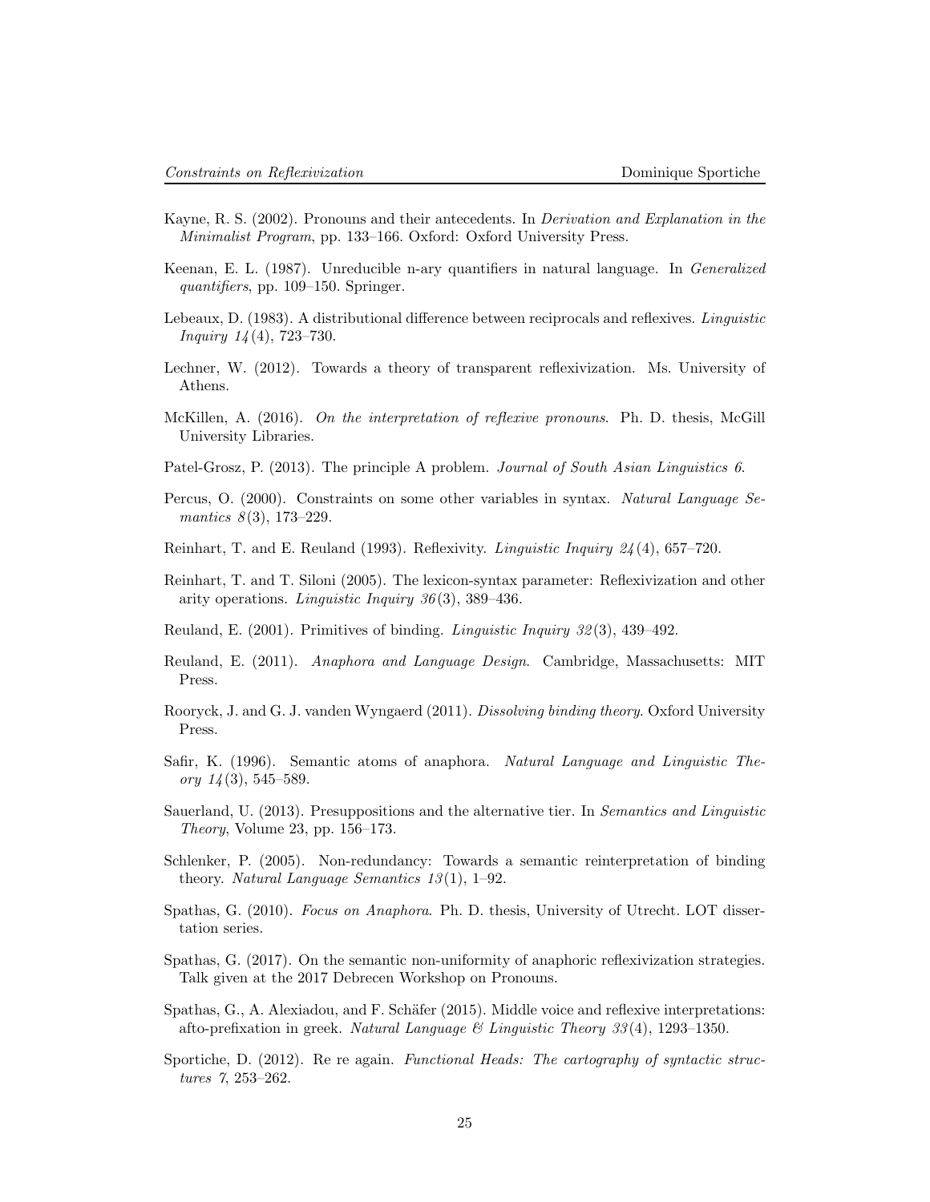Kayne, R. S. (2002). Pronouns and their antecedents. In *Derivation and Explanation in the Minimalist Program*, pp. 133–166. Oxford: Oxford University Press.

Keenan, E. L. (1987). Unreducible n-ary quantifiers in natural language. In *Generalized quantifiers*, pp. 109–150. Springer.

Lebeaux, D. (1983). A distributional difference between reciprocals and reflexives. *Linguistic Inquiry 14*(4), 723–730.

Lechner, W. (2012). Towards a theory of transparent reflexivization. Ms. University of Athens.

McKillen, A. (2016). *On the interpretation of reflexive pronouns*. Ph. D. thesis, McGill University Libraries.

Patel-Grosz, P. (2013). The principle A problem. *Journal of South Asian Linguistics 6*.

Percus, O. (2000). Constraints on some other variables in syntax. *Natural Language Semantics 8*(3), 173–229.

Reinhart, T. and E. Reuland (1993). Reflexivity. *Linguistic Inquiry 24*(4), 657–720.

Reinhart, T. and T. Siloni (2005). The lexicon-syntax parameter: Reflexivization and other arity operations. *Linguistic Inquiry 36*(3), 389–436.

Reuland, E. (2001). Primitives of binding. *Linguistic Inquiry 32*(3), 439–492.

Reuland, E. (2011). *Anaphora and Language Design*. Cambridge, Massachusetts: MIT Press.

Rooryck, J. and G. J. vanden Wyngaerd (2011). *Dissolving binding theory*. Oxford University Press.

Safir, K. (1996). Semantic atoms of anaphora. *Natural Language and Linguistic Theory 14*(3), 545–589.

Sauerland, U. (2013). Presuppositions and the alternative tier. In *Semantics and Linguistic Theory*, Volume 23, pp. 156–173.

Schlenker, P. (2005). Non-redundancy: Towards a semantic reinterpretation of binding theory. *Natural Language Semantics 13*(1), 1–92.

Spathas, G. (2010). *Focus on Anaphora*. Ph. D. thesis, University of Utrecht. LOT dissertation series.

Spathas, G. (2017). On the semantic non-uniformity of anaphoric reflexivization strategies. Talk given at the 2017 Debrecen Workshop on Pronouns.

Spathas, G., A. Alexiadou, and F. Schäfer (2015). Middle voice and reflexive interpretations: afto-prefixation in greek. *Natural Language & Linguistic Theory 33*(4), 1293–1350.

Sportiche, D. (2012). Re re again. *Functional Heads: The cartography of syntactic structures 7*, 253–262.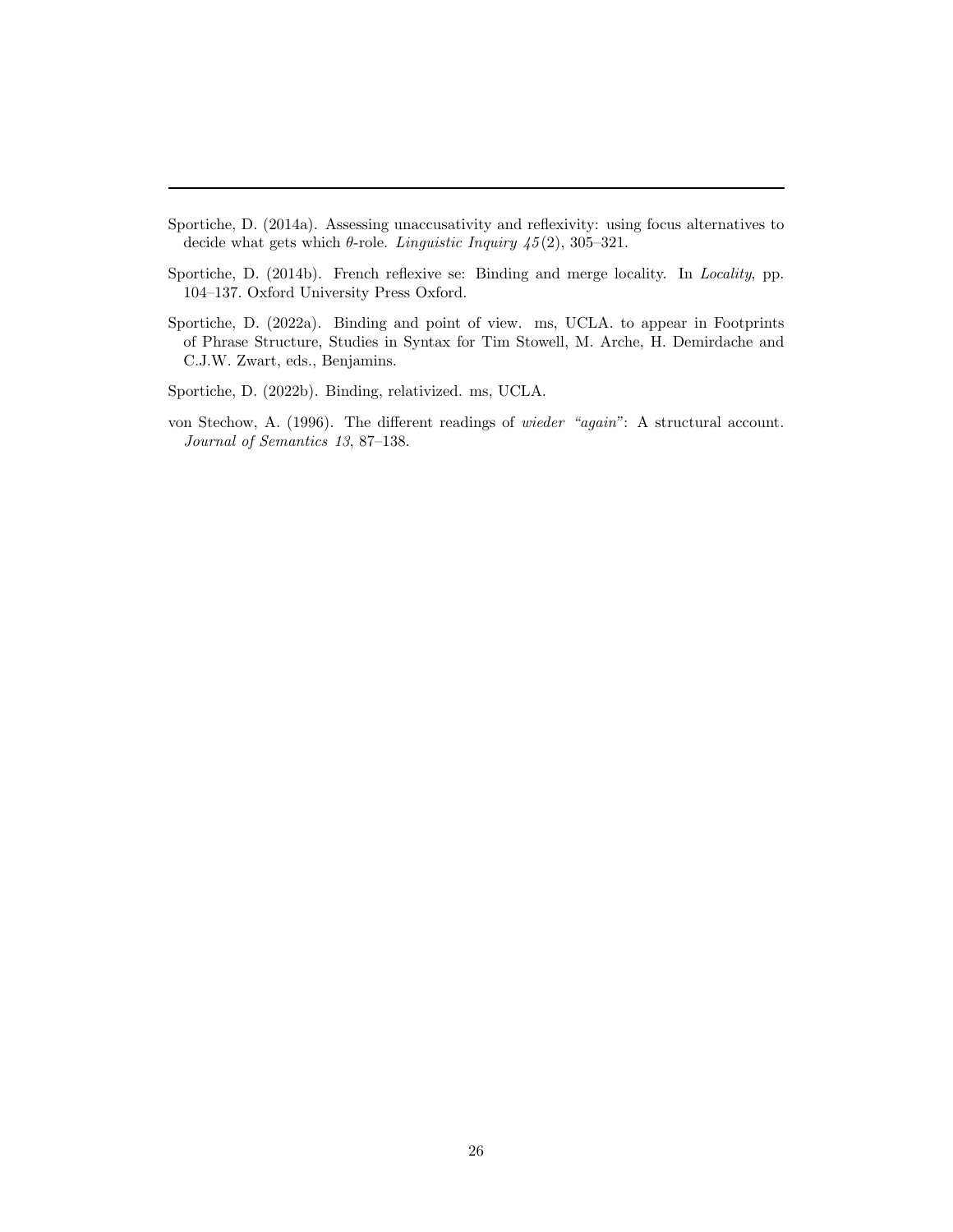Sportiche, D. (2014a). Assessing unaccusativity and reflexivity: using focus alternatives to decide what gets which $\theta$-role. *Linguistic Inquiry 45*(2), 305–321.

Sportiche, D. (2014b). French reflexive se: Binding and merge locality. In *Locality*, pp. 104–137. Oxford University Press Oxford.

Sportiche, D. (2022a). Binding and point of view. ms, UCLA. to appear in Footprints of Phrase Structure, Studies in Syntax for Tim Stowell, M. Arche, H. Demirdache and C.J.W. Zwart, eds., Benjamins.

Sportiche, D. (2022b). Binding, relativized. ms, UCLA.

von Stechow, A. (1996). The different readings of *wieder "again"*: A structural account. *Journal of Semantics 13*, 87–138.